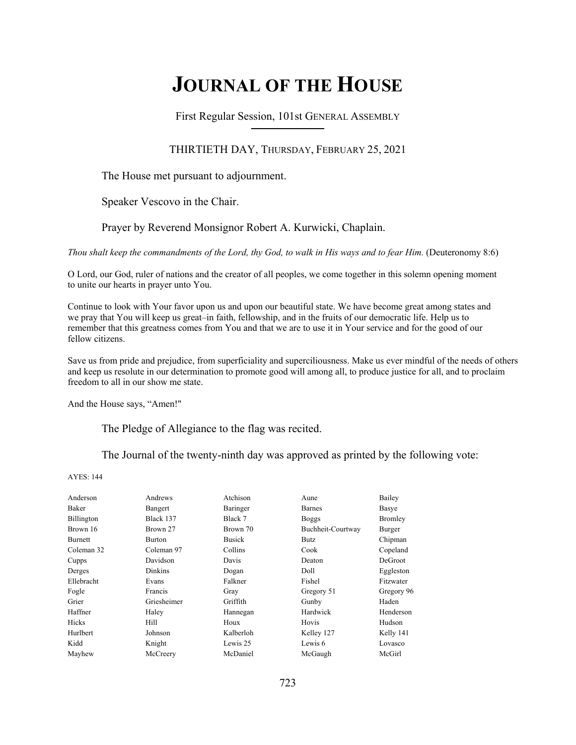# JOURNAL OF THE HOUSE

First Regular Session, 101st GENERAL ASSEMBLY

THIRTIETH DAY, THURSDAY, FEBRUARY 25, 2021

The House met pursuant to adjournment.

Speaker Vescovo in the Chair.

Prayer by Reverend Monsignor Robert A. Kurwicki, Chaplain.

*Thou shalt keep the commandments of the Lord, thy God, to walk in His ways and to fear Him.* (Deuteronomy 8:6)

O Lord, our God, ruler of nations and the creator of all peoples, we come together in this solemn opening moment to unite our hearts in prayer unto You.

Continue to look with Your favor upon us and upon our beautiful state. We have become great among states and we pray that You will keep us great–in faith, fellowship, and in the fruits of our democratic life. Help us to remember that this greatness comes from You and that we are to use it in Your service and for the good of our fellow citizens.

Save us from pride and prejudice, from superficiality and superciliousness. Make us ever mindful of the needs of others and keep us resolute in our determination to promote good will among all, to produce justice for all, and to proclaim freedom to all in our show me state.

And the House says, "Amen!"

The Pledge of Allegiance to the flag was recited.

The Journal of the twenty-ninth day was approved as printed by the following vote:

AYES: 144

| | | | | |
|---|---|---|---|---|
| Anderson | Andrews | Atchison | Aune | Bailey |
| Baker | Bangert | Baringer | Barnes | Basye |
| Billington | Black 137 | Black 7 | Boggs | Bromley |
| Brown 16 | Brown 27 | Brown 70 | Buchheit-Courtway | Burger |
| Burnett | Burton | Busick | Butz | Chipman |
| Coleman 32 | Coleman 97 | Collins | Cook | Copeland |
| Cupps | Davidson | Davis | Deaton | DeGroot |
| Derges | Dinkins | Dogan | Doll | Eggleston |
| Ellebracht | Evans | Falkner | Fishel | Fitzwater |
| Fogle | Francis | Gray | Gregory 51 | Gregory 96 |
| Grier | Griesheimer | Griffith | Gunby | Haden |
| Haffner | Haley | Hannegan | Hardwick | Henderson |
| Hicks | Hill | Houx | Hovis | Hudson |
| Hurlbert | Johnson | Kalberloh | Kelley 127 | Kelly 141 |
| Kidd | Knight | Lewis 25 | Lewis 6 | Lovasco |
| Mayhew | McCreery | McDaniel | McGaugh | McGirl |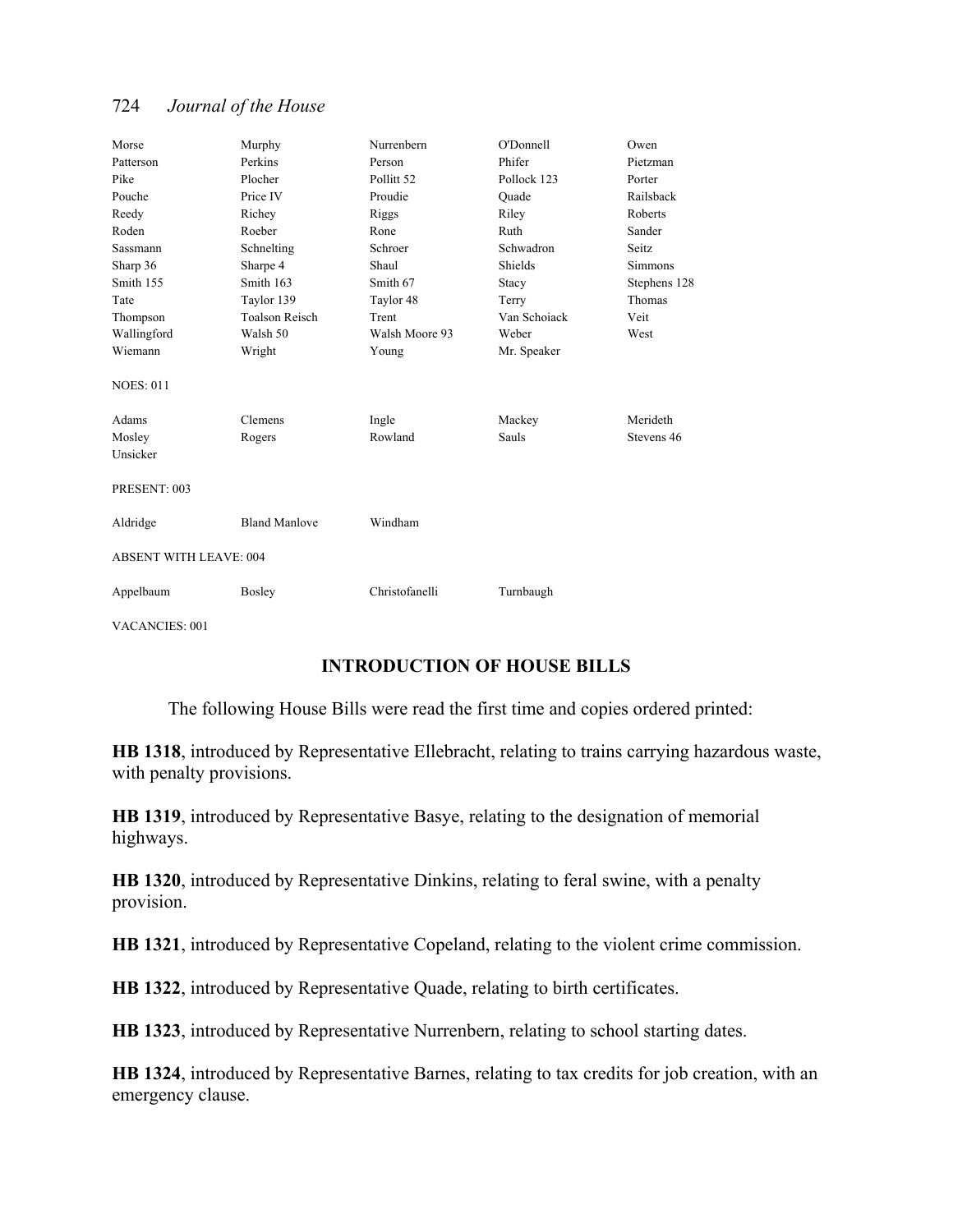| | | | | |
|---|---|---|---|---|
| Morse | Murphy | Nurrenbern | O'Donnell | Owen |
| Patterson | Perkins | Person | Phifer | Pietzman |
| Pike | Plocher | Pollitt 52 | Pollock 123 | Porter |
| Pouche | Price IV | Proudie | Quade | Railsback |
| Reedy | Richey | Riggs | Riley | Roberts |
| Roden | Roeber | Rone | Ruth | Sander |
| Sassmann | Schnelting | Schroer | Schwadron | Seitz |
| Sharp 36 | Sharpe 4 | Shaul | Shields | Simmons |
| Smith 155 | Smith 163 | Smith 67 | Stacy | Stephens 128 |
| Tate | Taylor 139 | Taylor 48 | Terry | Thomas |
| Thompson | Toalson Reisch | Trent | Van Schoiack | Veit |
| Wallingford | Walsh 50 | Walsh Moore 93 | Weber | West |
| Wiemann | Wright | Young | Mr. Speaker | |

NOES: 011

| | | | | |
|---|---|---|---|---|
| Adams | Clemens | Ingle | Mackey | Merideth |
| Mosley | Rogers | Rowland | Sauls | Stevens 46 |
| Unsicker | | | | |

PRESENT: 003

| | | |
|---|---|---|
| Aldridge | Bland Manlove | Windham |

ABSENT WITH LEAVE: 004

| | | | |
|---|---|---|---|
| Appelbaum | Bosley | Christofanelli | Turnbaugh |

VACANCIES: 001

## INTRODUCTION OF HOUSE BILLS

The following House Bills were read the first time and copies ordered printed:

**HB 1318**, introduced by Representative Ellebracht, relating to trains carrying hazardous waste, with penalty provisions.

**HB 1319**, introduced by Representative Basye, relating to the designation of memorial highways.

**HB 1320**, introduced by Representative Dinkins, relating to feral swine, with a penalty provision.

**HB 1321**, introduced by Representative Copeland, relating to the violent crime commission.

**HB 1322**, introduced by Representative Quade, relating to birth certificates.

**HB 1323**, introduced by Representative Nurrenbern, relating to school starting dates.

**HB 1324**, introduced by Representative Barnes, relating to tax credits for job creation, with an emergency clause.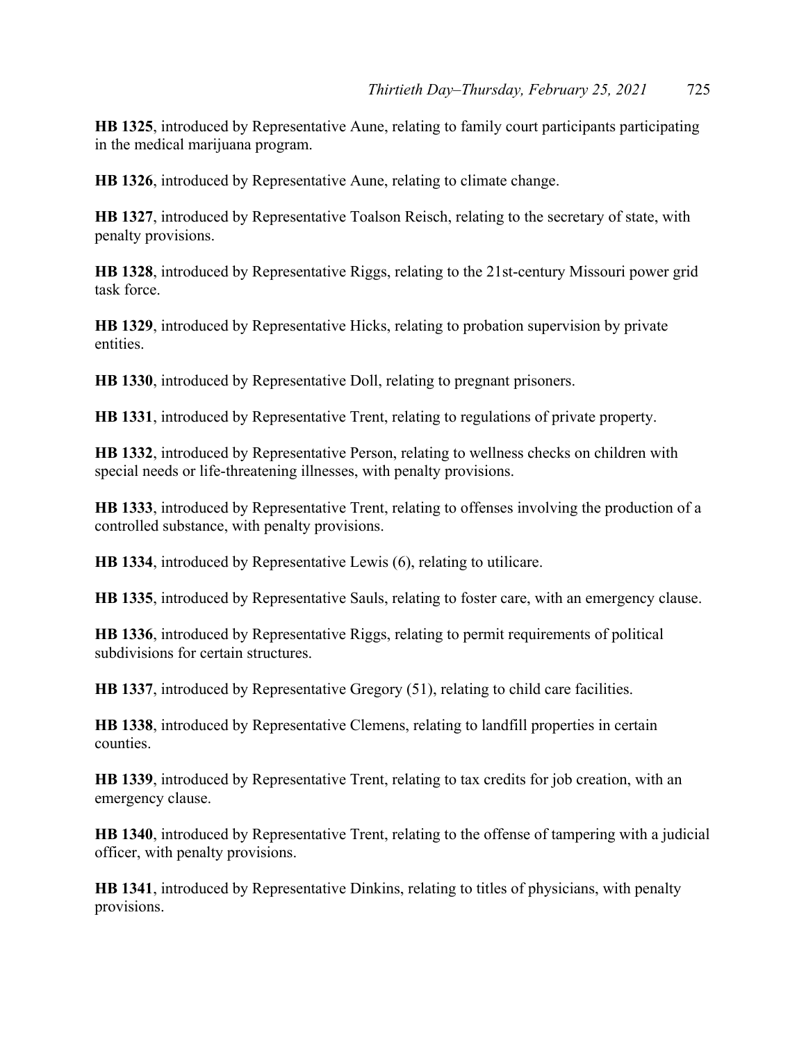**HB 1325**, introduced by Representative Aune, relating to family court participants participating in the medical marijuana program.

**HB 1326**, introduced by Representative Aune, relating to climate change.

**HB 1327**, introduced by Representative Toalson Reisch, relating to the secretary of state, with penalty provisions.

**HB 1328**, introduced by Representative Riggs, relating to the 21st-century Missouri power grid task force.

**HB 1329**, introduced by Representative Hicks, relating to probation supervision by private entities.

**HB 1330**, introduced by Representative Doll, relating to pregnant prisoners.

**HB 1331**, introduced by Representative Trent, relating to regulations of private property.

**HB 1332**, introduced by Representative Person, relating to wellness checks on children with special needs or life-threatening illnesses, with penalty provisions.

**HB 1333**, introduced by Representative Trent, relating to offenses involving the production of a controlled substance, with penalty provisions.

**HB 1334**, introduced by Representative Lewis (6), relating to utilicare.

**HB 1335**, introduced by Representative Sauls, relating to foster care, with an emergency clause.

**HB 1336**, introduced by Representative Riggs, relating to permit requirements of political subdivisions for certain structures.

**HB 1337**, introduced by Representative Gregory (51), relating to child care facilities.

**HB 1338**, introduced by Representative Clemens, relating to landfill properties in certain counties.

**HB 1339**, introduced by Representative Trent, relating to tax credits for job creation, with an emergency clause.

**HB 1340**, introduced by Representative Trent, relating to the offense of tampering with a judicial officer, with penalty provisions.

**HB 1341**, introduced by Representative Dinkins, relating to titles of physicians, with penalty provisions.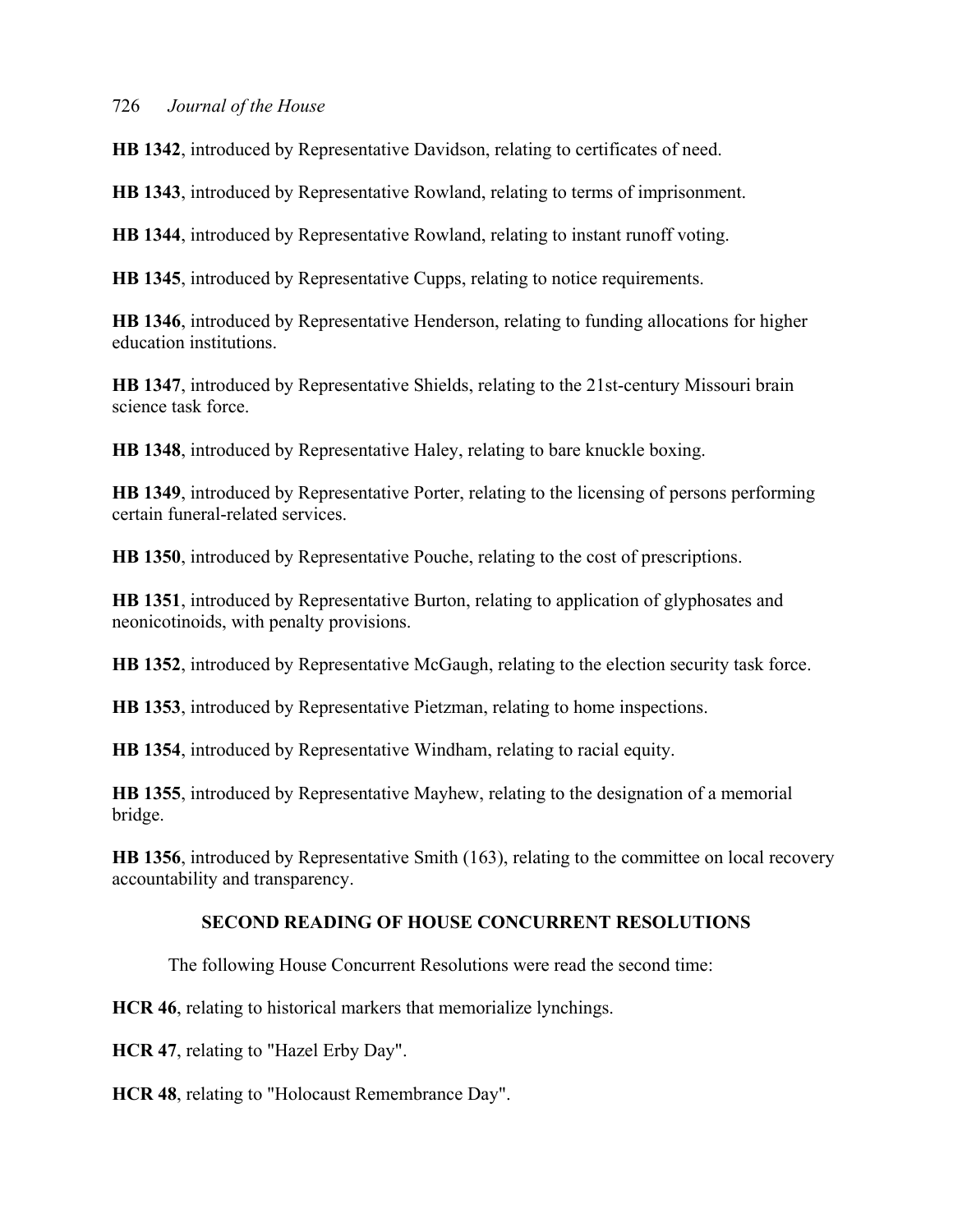**HB 1342**, introduced by Representative Davidson, relating to certificates of need.

**HB 1343**, introduced by Representative Rowland, relating to terms of imprisonment.

**HB 1344**, introduced by Representative Rowland, relating to instant runoff voting.

**HB 1345**, introduced by Representative Cupps, relating to notice requirements.

**HB 1346**, introduced by Representative Henderson, relating to funding allocations for higher education institutions.

**HB 1347**, introduced by Representative Shields, relating to the 21st-century Missouri brain science task force.

**HB 1348**, introduced by Representative Haley, relating to bare knuckle boxing.

**HB 1349**, introduced by Representative Porter, relating to the licensing of persons performing certain funeral-related services.

**HB 1350**, introduced by Representative Pouche, relating to the cost of prescriptions.

**HB 1351**, introduced by Representative Burton, relating to application of glyphosates and neonicotinoids, with penalty provisions.

**HB 1352**, introduced by Representative McGaugh, relating to the election security task force.

**HB 1353**, introduced by Representative Pietzman, relating to home inspections.

**HB 1354**, introduced by Representative Windham, relating to racial equity.

**HB 1355**, introduced by Representative Mayhew, relating to the designation of a memorial bridge.

**HB 1356**, introduced by Representative Smith (163), relating to the committee on local recovery accountability and transparency.

## SECOND READING OF HOUSE CONCURRENT RESOLUTIONS

The following House Concurrent Resolutions were read the second time:

**HCR 46**, relating to historical markers that memorialize lynchings.

**HCR 47**, relating to "Hazel Erby Day".

**HCR 48**, relating to "Holocaust Remembrance Day".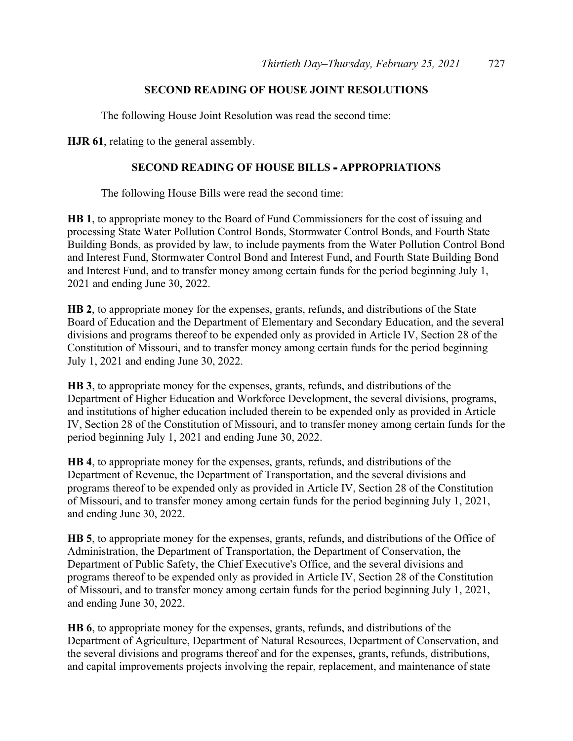## SECOND READING OF HOUSE JOINT RESOLUTIONS

The following House Joint Resolution was read the second time:

**HJR 61**, relating to the general assembly.

## SECOND READING OF HOUSE BILLS - APPROPRIATIONS

The following House Bills were read the second time:

**HB 1**, to appropriate money to the Board of Fund Commissioners for the cost of issuing and processing State Water Pollution Control Bonds, Stormwater Control Bonds, and Fourth State Building Bonds, as provided by law, to include payments from the Water Pollution Control Bond and Interest Fund, Stormwater Control Bond and Interest Fund, and Fourth State Building Bond and Interest Fund, and to transfer money among certain funds for the period beginning July 1, 2021 and ending June 30, 2022.

**HB 2**, to appropriate money for the expenses, grants, refunds, and distributions of the State Board of Education and the Department of Elementary and Secondary Education, and the several divisions and programs thereof to be expended only as provided in Article IV, Section 28 of the Constitution of Missouri, and to transfer money among certain funds for the period beginning July 1, 2021 and ending June 30, 2022.

**HB 3**, to appropriate money for the expenses, grants, refunds, and distributions of the Department of Higher Education and Workforce Development, the several divisions, programs, and institutions of higher education included therein to be expended only as provided in Article IV, Section 28 of the Constitution of Missouri, and to transfer money among certain funds for the period beginning July 1, 2021 and ending June 30, 2022.

**HB 4**, to appropriate money for the expenses, grants, refunds, and distributions of the Department of Revenue, the Department of Transportation, and the several divisions and programs thereof to be expended only as provided in Article IV, Section 28 of the Constitution of Missouri, and to transfer money among certain funds for the period beginning July 1, 2021, and ending June 30, 2022.

**HB 5**, to appropriate money for the expenses, grants, refunds, and distributions of the Office of Administration, the Department of Transportation, the Department of Conservation, the Department of Public Safety, the Chief Executive's Office, and the several divisions and programs thereof to be expended only as provided in Article IV, Section 28 of the Constitution of Missouri, and to transfer money among certain funds for the period beginning July 1, 2021, and ending June 30, 2022.

**HB 6**, to appropriate money for the expenses, grants, refunds, and distributions of the Department of Agriculture, Department of Natural Resources, Department of Conservation, and the several divisions and programs thereof and for the expenses, grants, refunds, distributions, and capital improvements projects involving the repair, replacement, and maintenance of state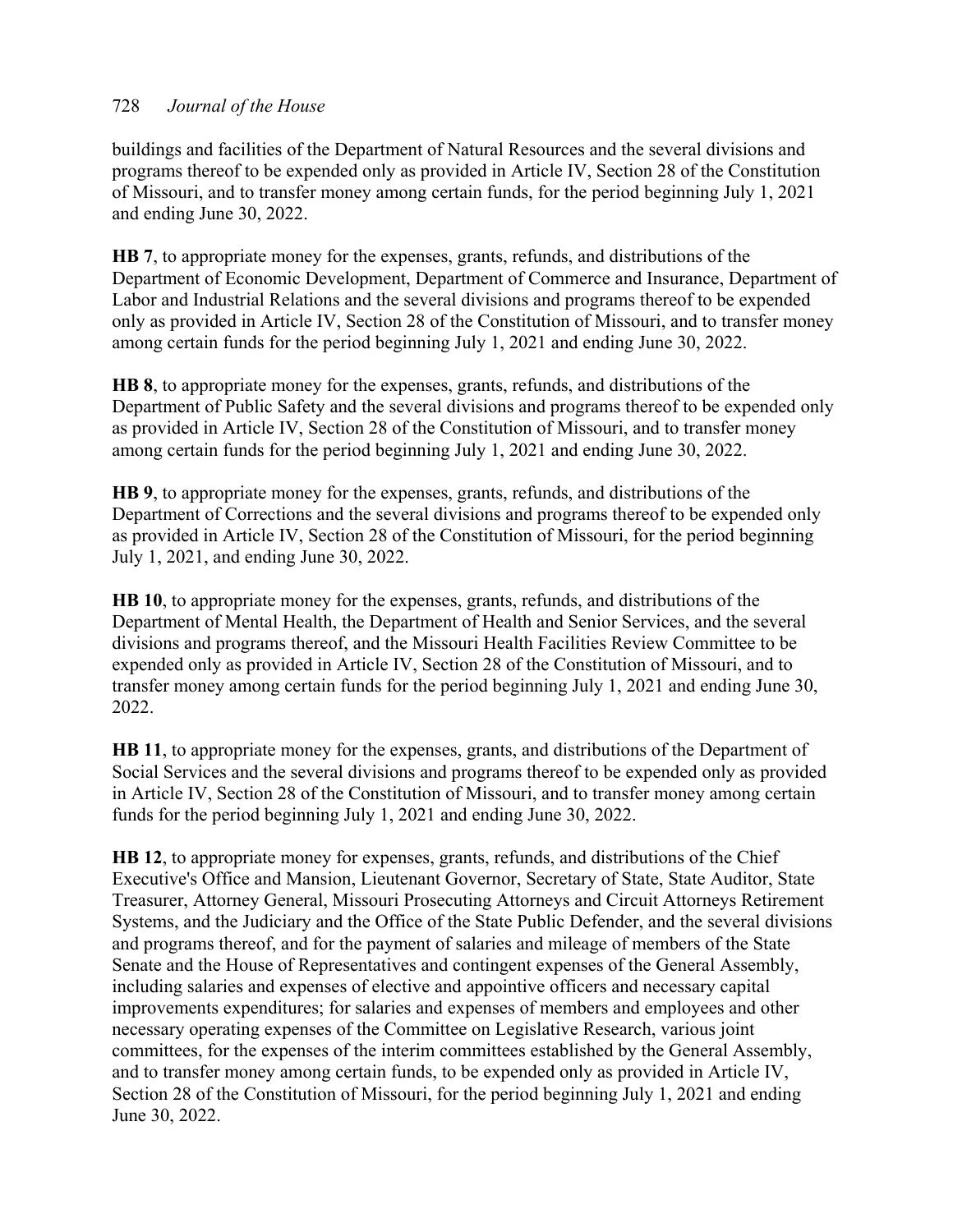buildings and facilities of the Department of Natural Resources and the several divisions and programs thereof to be expended only as provided in Article IV, Section 28 of the Constitution of Missouri, and to transfer money among certain funds, for the period beginning July 1, 2021 and ending June 30, 2022.

**HB 7**, to appropriate money for the expenses, grants, refunds, and distributions of the Department of Economic Development, Department of Commerce and Insurance, Department of Labor and Industrial Relations and the several divisions and programs thereof to be expended only as provided in Article IV, Section 28 of the Constitution of Missouri, and to transfer money among certain funds for the period beginning July 1, 2021 and ending June 30, 2022.

**HB 8**, to appropriate money for the expenses, grants, refunds, and distributions of the Department of Public Safety and the several divisions and programs thereof to be expended only as provided in Article IV, Section 28 of the Constitution of Missouri, and to transfer money among certain funds for the period beginning July 1, 2021 and ending June 30, 2022.

**HB 9**, to appropriate money for the expenses, grants, refunds, and distributions of the Department of Corrections and the several divisions and programs thereof to be expended only as provided in Article IV, Section 28 of the Constitution of Missouri, for the period beginning July 1, 2021, and ending June 30, 2022.

**HB 10**, to appropriate money for the expenses, grants, refunds, and distributions of the Department of Mental Health, the Department of Health and Senior Services, and the several divisions and programs thereof, and the Missouri Health Facilities Review Committee to be expended only as provided in Article IV, Section 28 of the Constitution of Missouri, and to transfer money among certain funds for the period beginning July 1, 2021 and ending June 30, 2022.

**HB 11**, to appropriate money for the expenses, grants, and distributions of the Department of Social Services and the several divisions and programs thereof to be expended only as provided in Article IV, Section 28 of the Constitution of Missouri, and to transfer money among certain funds for the period beginning July 1, 2021 and ending June 30, 2022.

**HB 12**, to appropriate money for expenses, grants, refunds, and distributions of the Chief Executive's Office and Mansion, Lieutenant Governor, Secretary of State, State Auditor, State Treasurer, Attorney General, Missouri Prosecuting Attorneys and Circuit Attorneys Retirement Systems, and the Judiciary and the Office of the State Public Defender, and the several divisions and programs thereof, and for the payment of salaries and mileage of members of the State Senate and the House of Representatives and contingent expenses of the General Assembly, including salaries and expenses of elective and appointive officers and necessary capital improvements expenditures; for salaries and expenses of members and employees and other necessary operating expenses of the Committee on Legislative Research, various joint committees, for the expenses of the interim committees established by the General Assembly, and to transfer money among certain funds, to be expended only as provided in Article IV, Section 28 of the Constitution of Missouri, for the period beginning July 1, 2021 and ending June 30, 2022.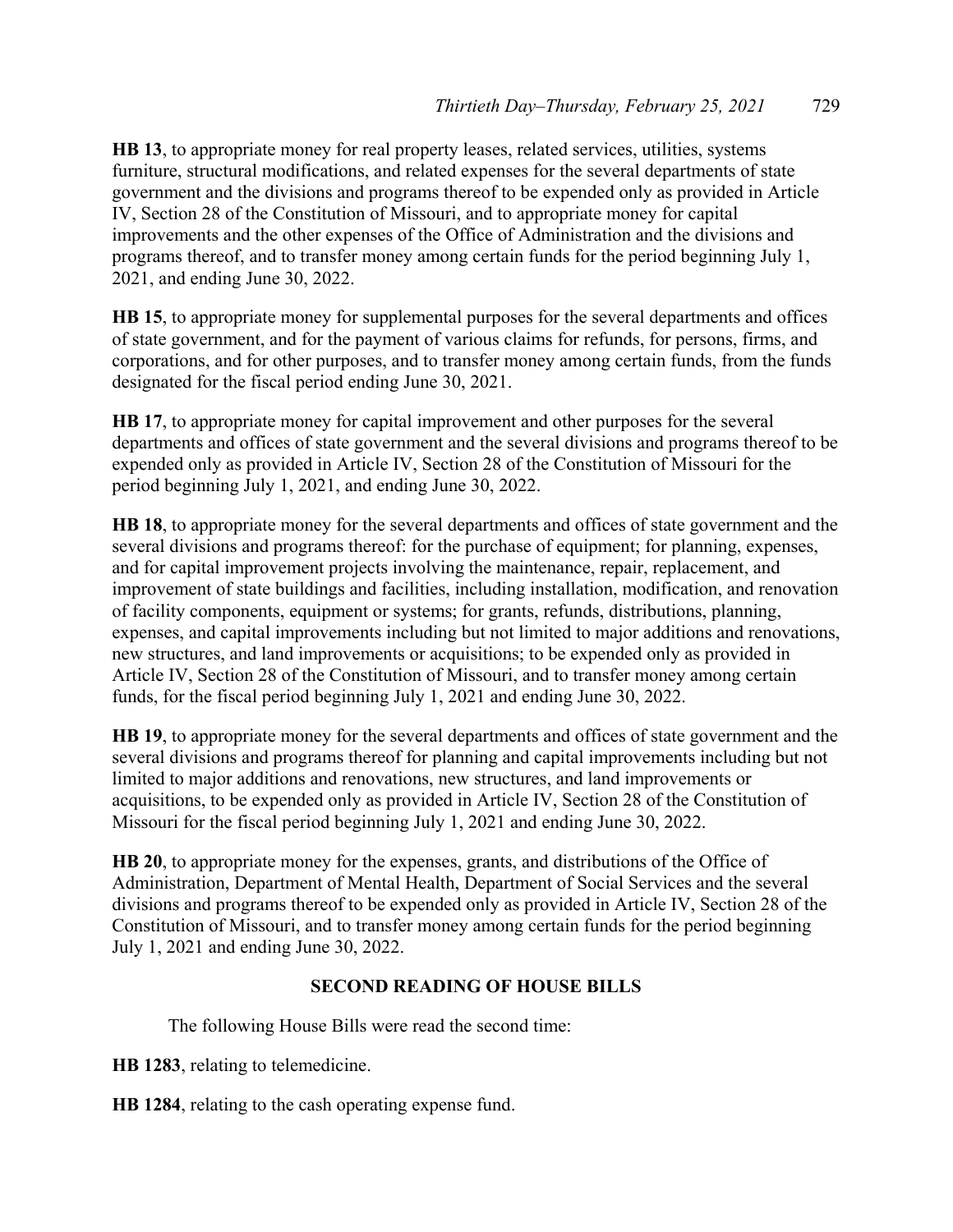**HB 13**, to appropriate money for real property leases, related services, utilities, systems furniture, structural modifications, and related expenses for the several departments of state government and the divisions and programs thereof to be expended only as provided in Article IV, Section 28 of the Constitution of Missouri, and to appropriate money for capital improvements and the other expenses of the Office of Administration and the divisions and programs thereof, and to transfer money among certain funds for the period beginning July 1, 2021, and ending June 30, 2022.

**HB 15**, to appropriate money for supplemental purposes for the several departments and offices of state government, and for the payment of various claims for refunds, for persons, firms, and corporations, and for other purposes, and to transfer money among certain funds, from the funds designated for the fiscal period ending June 30, 2021.

**HB 17**, to appropriate money for capital improvement and other purposes for the several departments and offices of state government and the several divisions and programs thereof to be expended only as provided in Article IV, Section 28 of the Constitution of Missouri for the period beginning July 1, 2021, and ending June 30, 2022.

**HB 18**, to appropriate money for the several departments and offices of state government and the several divisions and programs thereof: for the purchase of equipment; for planning, expenses, and for capital improvement projects involving the maintenance, repair, replacement, and improvement of state buildings and facilities, including installation, modification, and renovation of facility components, equipment or systems; for grants, refunds, distributions, planning, expenses, and capital improvements including but not limited to major additions and renovations, new structures, and land improvements or acquisitions; to be expended only as provided in Article IV, Section 28 of the Constitution of Missouri, and to transfer money among certain funds, for the fiscal period beginning July 1, 2021 and ending June 30, 2022.

**HB 19**, to appropriate money for the several departments and offices of state government and the several divisions and programs thereof for planning and capital improvements including but not limited to major additions and renovations, new structures, and land improvements or acquisitions, to be expended only as provided in Article IV, Section 28 of the Constitution of Missouri for the fiscal period beginning July 1, 2021 and ending June 30, 2022.

**HB 20**, to appropriate money for the expenses, grants, and distributions of the Office of Administration, Department of Mental Health, Department of Social Services and the several divisions and programs thereof to be expended only as provided in Article IV, Section 28 of the Constitution of Missouri, and to transfer money among certain funds for the period beginning July 1, 2021 and ending June 30, 2022.

## SECOND READING OF HOUSE BILLS

The following House Bills were read the second time:

**HB 1283**, relating to telemedicine.

**HB 1284**, relating to the cash operating expense fund.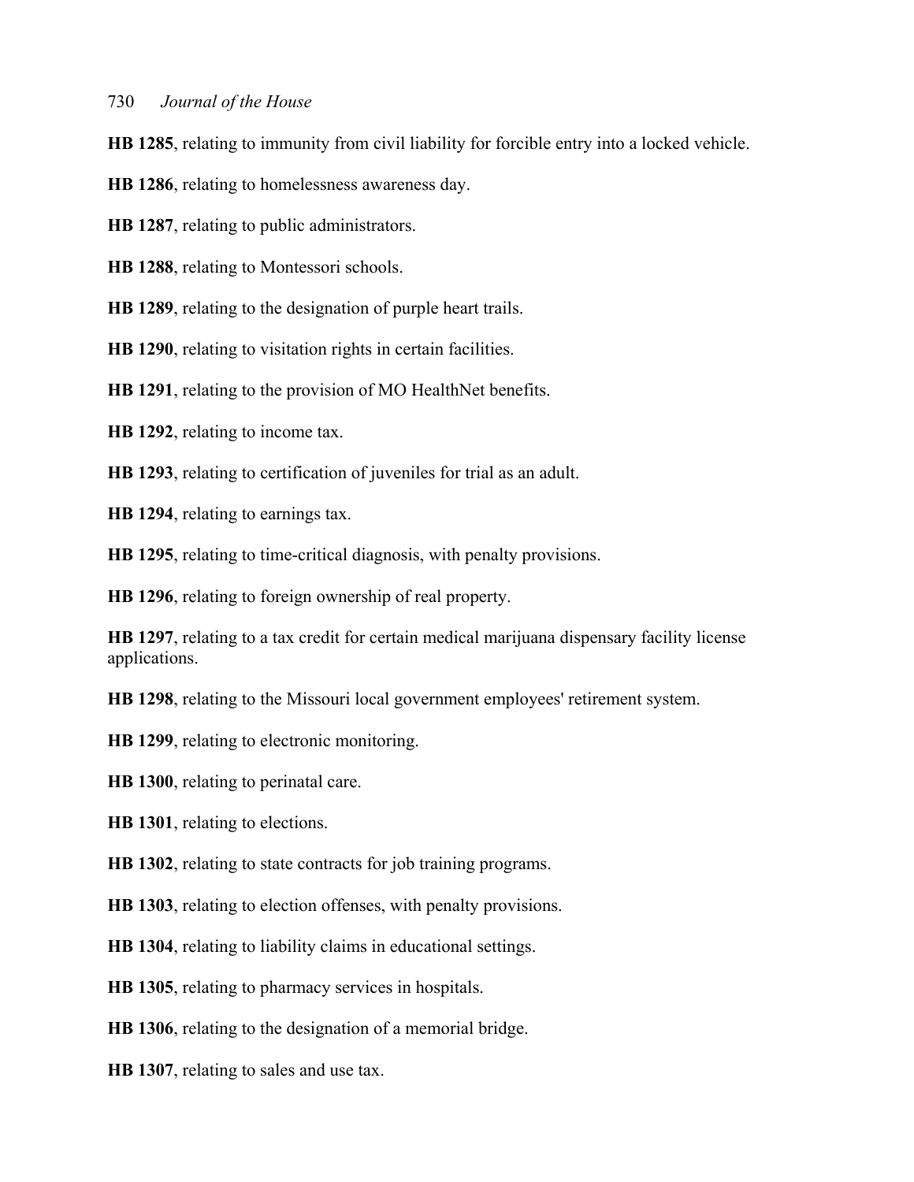**HB 1285**, relating to immunity from civil liability for forcible entry into a locked vehicle.

**HB 1286**, relating to homelessness awareness day.

**HB 1287**, relating to public administrators.

**HB 1288**, relating to Montessori schools.

**HB 1289**, relating to the designation of purple heart trails.

**HB 1290**, relating to visitation rights in certain facilities.

**HB 1291**, relating to the provision of MO HealthNet benefits.

**HB 1292**, relating to income tax.

**HB 1293**, relating to certification of juveniles for trial as an adult.

**HB 1294**, relating to earnings tax.

**HB 1295**, relating to time-critical diagnosis, with penalty provisions.

**HB 1296**, relating to foreign ownership of real property.

**HB 1297**, relating to a tax credit for certain medical marijuana dispensary facility license applications.

**HB 1298**, relating to the Missouri local government employees' retirement system.

**HB 1299**, relating to electronic monitoring.

**HB 1300**, relating to perinatal care.

**HB 1301**, relating to elections.

**HB 1302**, relating to state contracts for job training programs.

**HB 1303**, relating to election offenses, with penalty provisions.

**HB 1304**, relating to liability claims in educational settings.

**HB 1305**, relating to pharmacy services in hospitals.

**HB 1306**, relating to the designation of a memorial bridge.

**HB 1307**, relating to sales and use tax.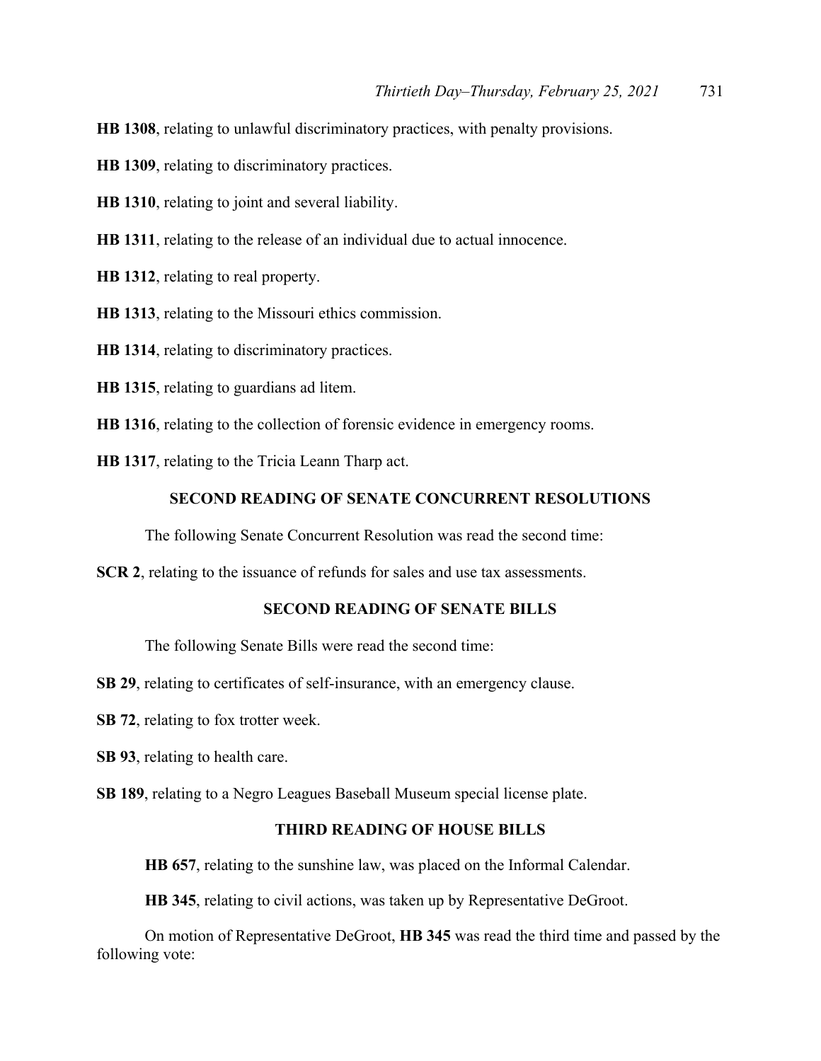**HB 1308**, relating to unlawful discriminatory practices, with penalty provisions.

**HB 1309**, relating to discriminatory practices.

**HB 1310**, relating to joint and several liability.

**HB 1311**, relating to the release of an individual due to actual innocence.

**HB 1312**, relating to real property.

**HB 1313**, relating to the Missouri ethics commission.

**HB 1314**, relating to discriminatory practices.

**HB 1315**, relating to guardians ad litem.

**HB 1316**, relating to the collection of forensic evidence in emergency rooms.

**HB 1317**, relating to the Tricia Leann Tharp act.

## SECOND READING OF SENATE CONCURRENT RESOLUTIONS

The following Senate Concurrent Resolution was read the second time:

**SCR 2**, relating to the issuance of refunds for sales and use tax assessments.

## SECOND READING OF SENATE BILLS

The following Senate Bills were read the second time:

**SB 29**, relating to certificates of self-insurance, with an emergency clause.

**SB 72**, relating to fox trotter week.

**SB 93**, relating to health care.

**SB 189**, relating to a Negro Leagues Baseball Museum special license plate.

## THIRD READING OF HOUSE BILLS

**HB 657**, relating to the sunshine law, was placed on the Informal Calendar.

**HB 345**, relating to civil actions, was taken up by Representative DeGroot.

On motion of Representative DeGroot, **HB 345** was read the third time and passed by the following vote: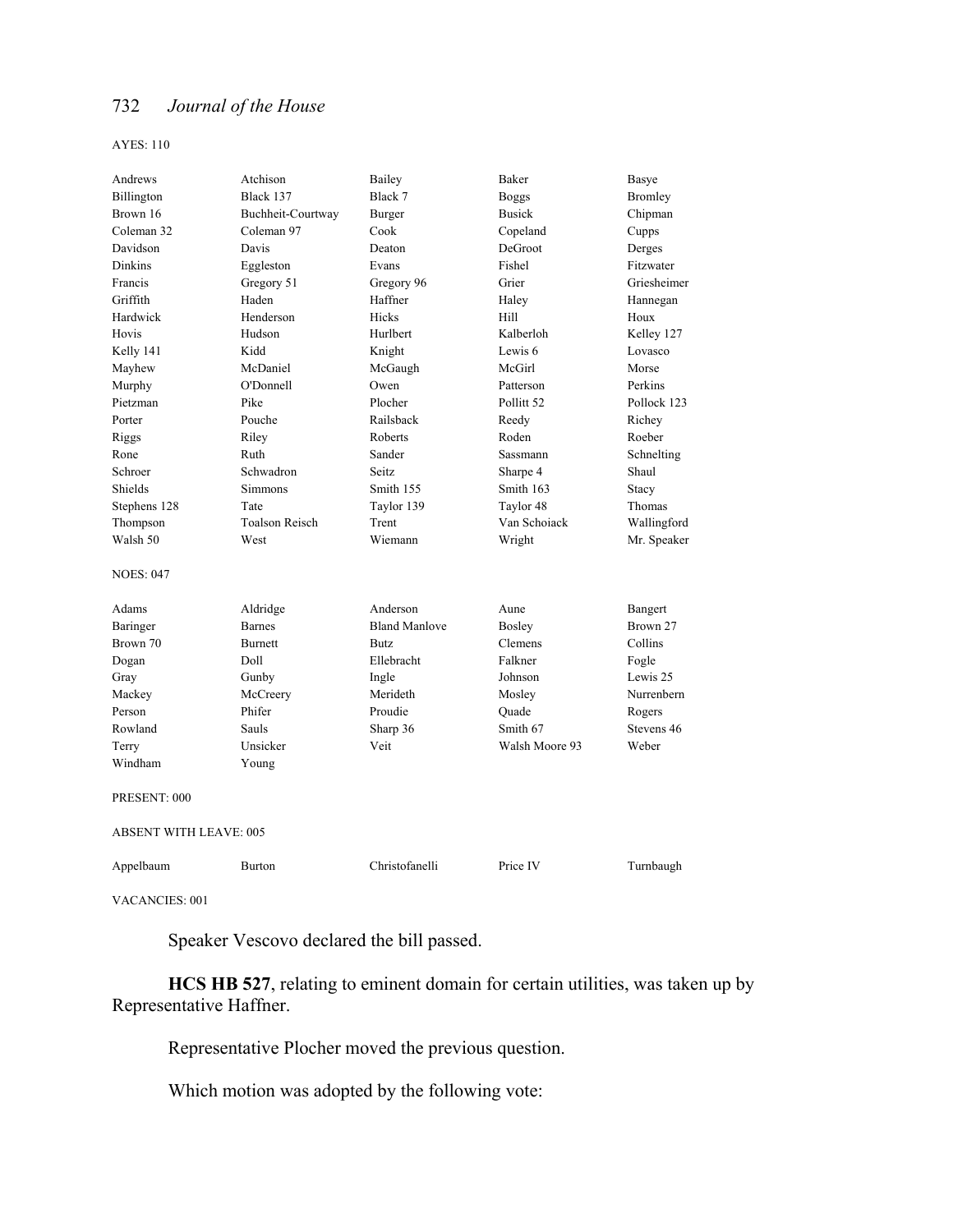AYES: 110

| | | | | |
|---|---|---|---|---|
| Andrews | Atchison | Bailey | Baker | Basye |
| Billington | Black 137 | Black 7 | Boggs | Bromley |
| Brown 16 | Buchheit-Courtway | Burger | Busick | Chipman |
| Coleman 32 | Coleman 97 | Cook | Copeland | Cupps |
| Davidson | Davis | Deaton | DeGroot | Derges |
| Dinkins | Eggleston | Evans | Fishel | Fitzwater |
| Francis | Gregory 51 | Gregory 96 | Grier | Griesheimer |
| Griffith | Haden | Haffner | Haley | Hannegan |
| Hardwick | Henderson | Hicks | Hill | Houx |
| Hovis | Hudson | Hurlbert | Kalberloh | Kelley 127 |
| Kelly 141 | Kidd | Knight | Lewis 6 | Lovasco |
| Mayhew | McDaniel | McGaugh | McGirl | Morse |
| Murphy | O'Donnell | Owen | Patterson | Perkins |
| Pietzman | Pike | Plocher | Pollitt 52 | Pollock 123 |
| Porter | Pouche | Railsback | Reedy | Richey |
| Riggs | Riley | Roberts | Roden | Roeber |
| Rone | Ruth | Sander | Sassmann | Schnelting |
| Schroer | Schwadron | Seitz | Sharpe 4 | Shaul |
| Shields | Simmons | Smith 155 | Smith 163 | Stacy |
| Stephens 128 | Tate | Taylor 139 | Taylor 48 | Thomas |
| Thompson | Toalson Reisch | Trent | Van Schoiack | Wallingford |
| Walsh 50 | West | Wiemann | Wright | Mr. Speaker |

NOES: 047

| | | | | |
|---|---|---|---|---|
| Adams | Aldridge | Anderson | Aune | Bangert |
| Baringer | Barnes | Bland Manlove | Bosley | Brown 27 |
| Brown 70 | Burnett | Butz | Clemens | Collins |
| Dogan | Doll | Ellebracht | Falkner | Fogle |
| Gray | Gunby | Ingle | Johnson | Lewis 25 |
| Mackey | McCreery | Merideth | Mosley | Nurrenbern |
| Person | Phifer | Proudie | Quade | Rogers |
| Rowland | Sauls | Sharp 36 | Smith 67 | Stevens 46 |
| Terry | Unsicker | Veit | Walsh Moore 93 | Weber |
| Windham | Young | | | |

PRESENT: 000

ABSENT WITH LEAVE: 005

| | | | | |
|---|---|---|---|---|
| Appelbaum | Burton | Christofanelli | Price IV | Turnbaugh |

VACANCIES: 001

Speaker Vescovo declared the bill passed.

**HCS HB 527**, relating to eminent domain for certain utilities, was taken up by Representative Haffner.

Representative Plocher moved the previous question.

Which motion was adopted by the following vote: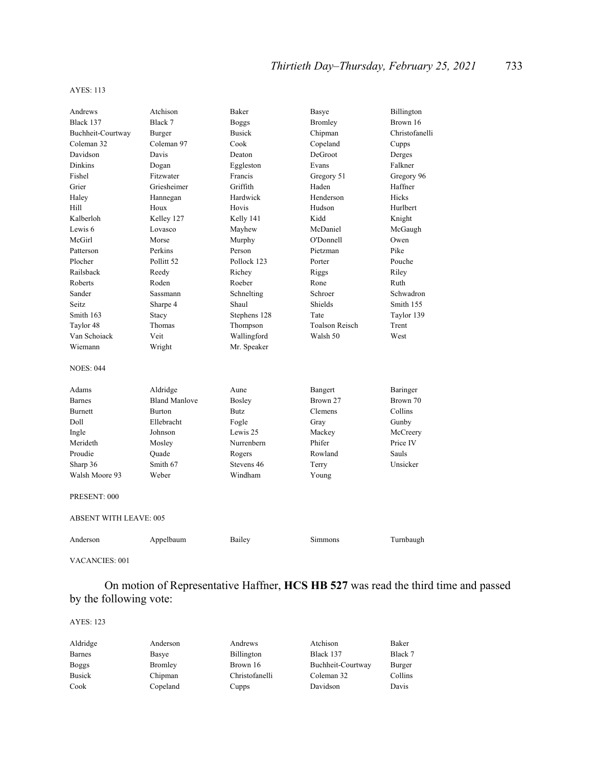AYES: 113

| | | | | |
|---|---|---|---|---|
| Andrews | Atchison | Baker | Basye | Billington |
| Black 137 | Black 7 | Boggs | Bromley | Brown 16 |
| Buchheit-Courtway | Burger | Busick | Chipman | Christofanelli |
| Coleman 32 | Coleman 97 | Cook | Copeland | Cupps |
| Davidson | Davis | Deaton | DeGroot | Derges |
| Dinkins | Dogan | Eggleston | Evans | Falkner |
| Fishel | Fitzwater | Francis | Gregory 51 | Gregory 96 |
| Grier | Griesheimer | Griffith | Haden | Haffner |
| Haley | Hannegan | Hardwick | Henderson | Hicks |
| Hill | Houx | Hovis | Hudson | Hurlbert |
| Kalberloh | Kelley 127 | Kelly 141 | Kidd | Knight |
| Lewis 6 | Lovasco | Mayhew | McDaniel | McGaugh |
| McGirl | Morse | Murphy | O'Donnell | Owen |
| Patterson | Perkins | Person | Pietzman | Pike |
| Plocher | Pollitt 52 | Pollock 123 | Porter | Pouche |
| Railsback | Reedy | Richey | Riggs | Riley |
| Roberts | Roden | Roeber | Rone | Ruth |
| Sander | Sassmann | Schnelting | Schroer | Schwadron |
| Seitz | Sharpe 4 | Shaul | Shields | Smith 155 |
| Smith 163 | Stacy | Stephens 128 | Tate | Taylor 139 |
| Taylor 48 | Thomas | Thompson | Toalson Reisch | Trent |
| Van Schoiack | Veit | Wallingford | Walsh 50 | West |
| Wiemann | Wright | Mr. Speaker | | |

NOES: 044

| | | | | |
|---|---|---|---|---|
| Adams | Aldridge | Aune | Bangert | Baringer |
| Barnes | Bland Manlove | Bosley | Brown 27 | Brown 70 |
| Burnett | Burton | Butz | Clemens | Collins |
| Doll | Ellebracht | Fogle | Gray | Gunby |
| Ingle | Johnson | Lewis 25 | Mackey | McCreery |
| Merideth | Mosley | Nurrenbern | Phifer | Price IV |
| Proudie | Quade | Rogers | Rowland | Sauls |
| Sharp 36 | Smith 67 | Stevens 46 | Terry | Unsicker |
| Walsh Moore 93 | Weber | Windham | Young | |

PRESENT: 000

ABSENT WITH LEAVE: 005

| | | | | |
|---|---|---|---|---|
| Anderson | Appelbaum | Bailey | Simmons | Turnbaugh |

VACANCIES: 001

On motion of Representative Haffner, **HCS HB 527** was read the third time and passed by the following vote:

AYES: 123

| | | | | |
|---|---|---|---|---|
| Aldridge | Anderson | Andrews | Atchison | Baker |
| Barnes | Basye | Billington | Black 137 | Black 7 |
| Boggs | Bromley | Brown 16 | Buchheit-Courtway | Burger |
| Busick | Chipman | Christofanelli | Coleman 32 | Collins |
| Cook | Copeland | Cupps | Davidson | Davis |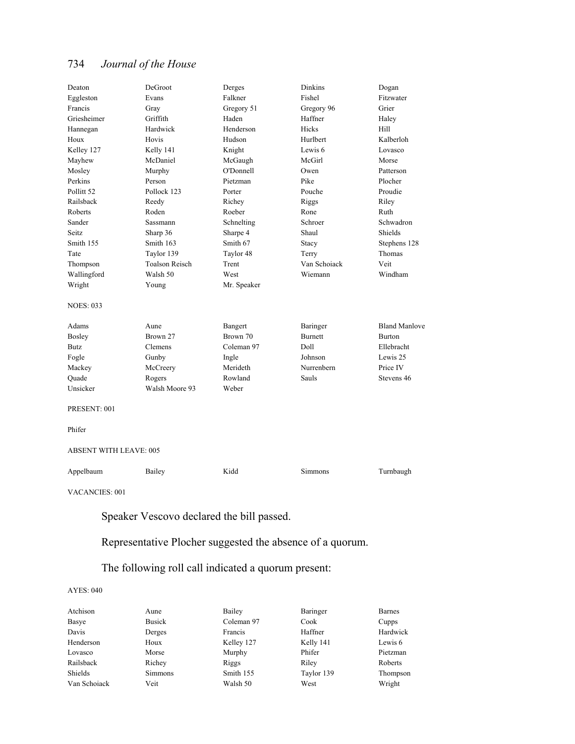| | | | | |
|---|---|---|---|---|
| Deaton | DeGroot | Derges | Dinkins | Dogan |
| Eggleston | Evans | Falkner | Fishel | Fitzwater |
| Francis | Gray | Gregory 51 | Gregory 96 | Grier |
| Griesheimer | Griffith | Haden | Haffner | Haley |
| Hannegan | Hardwick | Henderson | Hicks | Hill |
| Houx | Hovis | Hudson | Hurlbert | Kalberloh |
| Kelley 127 | Kelly 141 | Knight | Lewis 6 | Lovasco |
| Mayhew | McDaniel | McGaugh | McGirl | Morse |
| Mosley | Murphy | O'Donnell | Owen | Patterson |
| Perkins | Person | Pietzman | Pike | Plocher |
| Pollitt 52 | Pollock 123 | Porter | Pouche | Proudie |
| Railsback | Reedy | Richey | Riggs | Riley |
| Roberts | Roden | Roeber | Rone | Ruth |
| Sander | Sassmann | Schnelting | Schroer | Schwadron |
| Seitz | Sharp 36 | Sharpe 4 | Shaul | Shields |
| Smith 155 | Smith 163 | Smith 67 | Stacy | Stephens 128 |
| Tate | Taylor 139 | Taylor 48 | Terry | Thomas |
| Thompson | Toalson Reisch | Trent | Van Schoiack | Veit |
| Wallingford | Walsh 50 | West | Wiemann | Windham |
| Wright | Young | Mr. Speaker | | |

NOES: 033

| | | | | |
|---|---|---|---|---|
| Adams | Aune | Bangert | Baringer | Bland Manlove |
| Bosley | Brown 27 | Brown 70 | Burnett | Burton |
| Butz | Clemens | Coleman 97 | Doll | Ellebracht |
| Fogle | Gunby | Ingle | Johnson | Lewis 25 |
| Mackey | McCreery | Merideth | Nurrenbern | Price IV |
| Quade | Rogers | Rowland | Sauls | Stevens 46 |
| Unsicker | Walsh Moore 93 | Weber | | |

PRESENT: 001

Phifer

ABSENT WITH LEAVE: 005

| | | | | |
|---|---|---|---|---|
| Appelbaum | Bailey | Kidd | Simmons | Turnbaugh |

VACANCIES: 001

Speaker Vescovo declared the bill passed.

Representative Plocher suggested the absence of a quorum.

The following roll call indicated a quorum present:

AYES: 040

| | | | | |
|---|---|---|---|---|
| Atchison | Aune | Bailey | Baringer | Barnes |
| Basye | Busick | Coleman 97 | Cook | Cupps |
| Davis | Derges | Francis | Haffner | Hardwick |
| Henderson | Houx | Kelley 127 | Kelly 141 | Lewis 6 |
| Lovasco | Morse | Murphy | Phifer | Pietzman |
| Railsback | Richey | Riggs | Riley | Roberts |
| Shields | Simmons | Smith 155 | Taylor 139 | Thompson |
| Van Schoiack | Veit | Walsh 50 | West | Wright |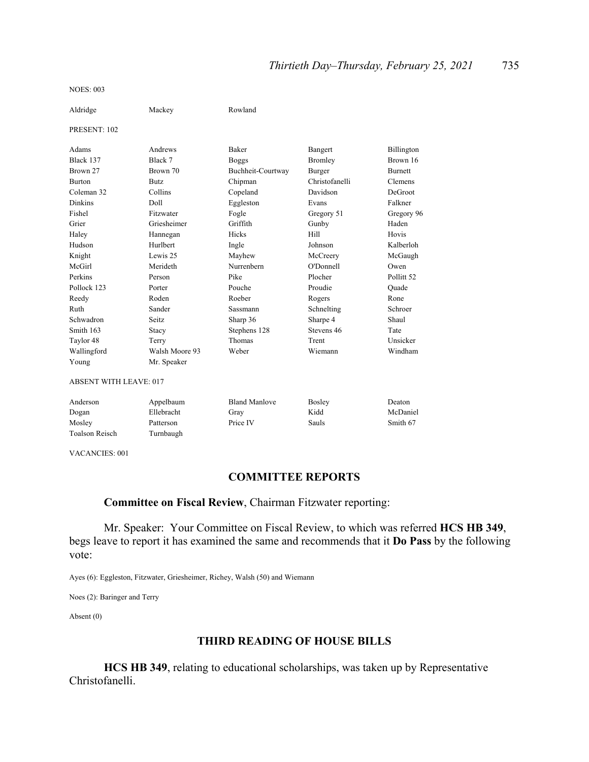NOES: 003

| | | |
|---|---|---|
| Aldridge | Mackey | Rowland |

PRESENT: 102

| | | | | |
|---|---|---|---|---|
| Adams | Andrews | Baker | Bangert | Billington |
| Black 137 | Black 7 | Boggs | Bromley | Brown 16 |
| Brown 27 | Brown 70 | Buchheit-Courtway | Burger | Burnett |
| Burton | Butz | Chipman | Christofanelli | Clemens |
| Coleman 32 | Collins | Copeland | Davidson | DeGroot |
| Dinkins | Doll | Eggleston | Evans | Falkner |
| Fishel | Fitzwater | Fogle | Gregory 51 | Gregory 96 |
| Grier | Griesheimer | Griffith | Gunby | Haden |
| Haley | Hannegan | Hicks | Hill | Hovis |
| Hudson | Hurlbert | Ingle | Johnson | Kalberloh |
| Knight | Lewis 25 | Mayhew | McCreery | McGaugh |
| McGirl | Merideth | Nurrenbern | O'Donnell | Owen |
| Perkins | Person | Pike | Plocher | Pollitt 52 |
| Pollock 123 | Porter | Pouche | Proudie | Quade |
| Reedy | Roden | Roeber | Rogers | Rone |
| Ruth | Sander | Sassmann | Schnelting | Schroer |
| Schwadron | Seitz | Sharp 36 | Sharpe 4 | Shaul |
| Smith 163 | Stacy | Stephens 128 | Stevens 46 | Tate |
| Taylor 48 | Terry | Thomas | Trent | Unsicker |
| Wallingford | Walsh Moore 93 | Weber | Wiemann | Windham |
| Young | Mr. Speaker | | | |

ABSENT WITH LEAVE: 017

| | | | | |
|---|---|---|---|---|
| Anderson | Appelbaum | Bland Manlove | Bosley | Deaton |
| Dogan | Ellebracht | Gray | Kidd | McDaniel |
| Mosley | Patterson | Price IV | Sauls | Smith 67 |
| Toalson Reisch | Turnbaugh | | | |

VACANCIES: 001

## COMMITTEE REPORTS

**Committee on Fiscal Review**, Chairman Fitzwater reporting:

Mr. Speaker: Your Committee on Fiscal Review, to which was referred **HCS HB 349**, begs leave to report it has examined the same and recommends that it **Do Pass** by the following vote:

Ayes (6): Eggleston, Fitzwater, Griesheimer, Richey, Walsh (50) and Wiemann

Noes (2): Baringer and Terry

Absent (0)

## THIRD READING OF HOUSE BILLS

**HCS HB 349**, relating to educational scholarships, was taken up by Representative Christofanelli.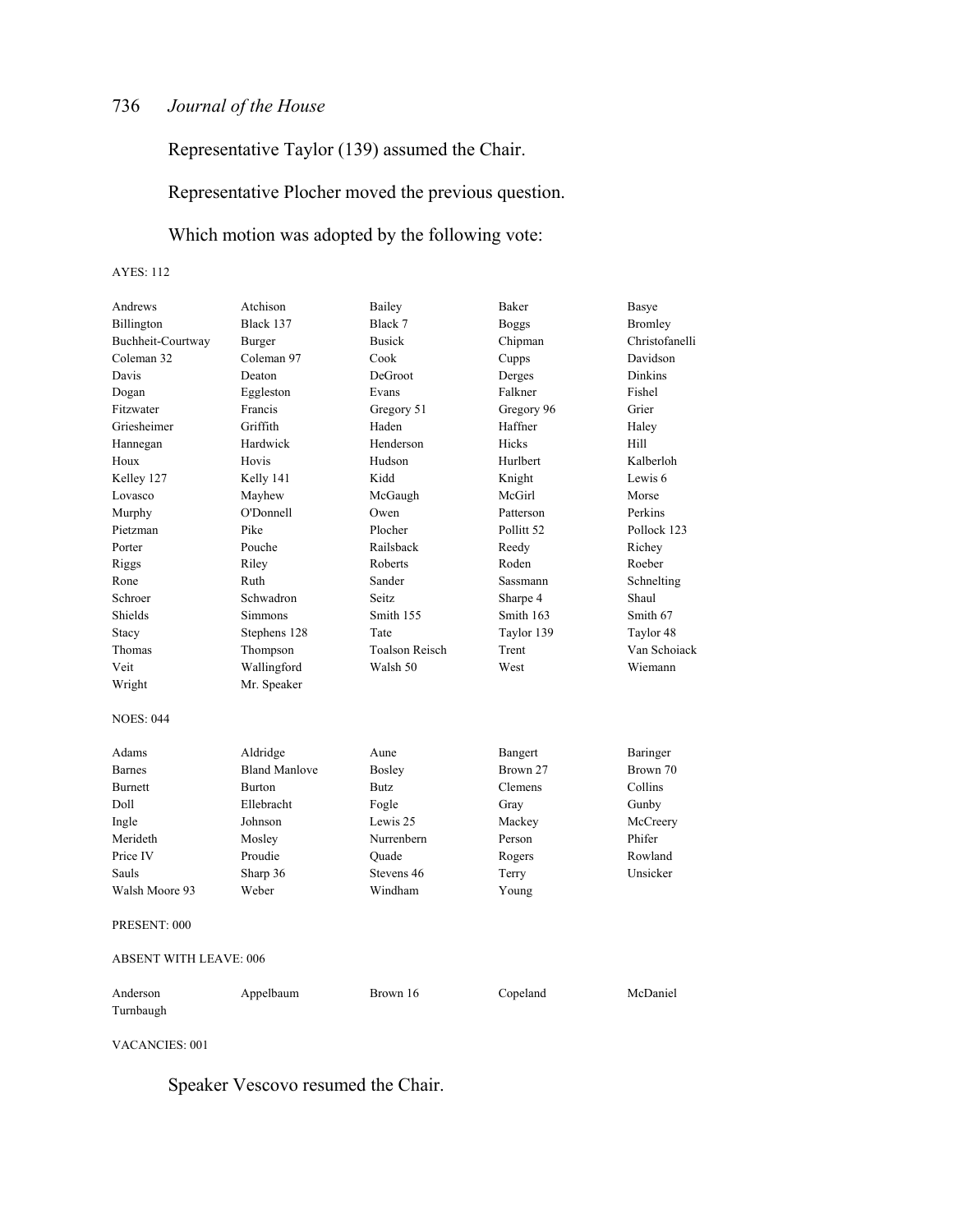Representative Taylor (139) assumed the Chair.

Representative Plocher moved the previous question.

Which motion was adopted by the following vote:

AYES: 112

| | | | | |
|---|---|---|---|---|
| Andrews | Atchison | Bailey | Baker | Basye |
| Billington | Black 137 | Black 7 | Boggs | Bromley |
| Buchheit-Courtway | Burger | Busick | Chipman | Christofanelli |
| Coleman 32 | Coleman 97 | Cook | Cupps | Davidson |
| Davis | Deaton | DeGroot | Derges | Dinkins |
| Dogan | Eggleston | Evans | Falkner | Fishel |
| Fitzwater | Francis | Gregory 51 | Gregory 96 | Grier |
| Griesheimer | Griffith | Haden | Haffner | Haley |
| Hannegan | Hardwick | Henderson | Hicks | Hill |
| Houx | Hovis | Hudson | Hurlbert | Kalberloh |
| Kelley 127 | Kelly 141 | Kidd | Knight | Lewis 6 |
| Lovasco | Mayhew | McGaugh | McGirl | Morse |
| Murphy | O'Donnell | Owen | Patterson | Perkins |
| Pietzman | Pike | Plocher | Pollitt 52 | Pollock 123 |
| Porter | Pouche | Railsback | Reedy | Richey |
| Riggs | Riley | Roberts | Roden | Roeber |
| Rone | Ruth | Sander | Sassmann | Schnelting |
| Schroer | Schwadron | Seitz | Sharpe 4 | Shaul |
| Shields | Simmons | Smith 155 | Smith 163 | Smith 67 |
| Stacy | Stephens 128 | Tate | Taylor 139 | Taylor 48 |
| Thomas | Thompson | Toalson Reisch | Trent | Van Schoiack |
| Veit | Wallingford | Walsh 50 | West | Wiemann |
| Wright | Mr. Speaker | | | |

NOES: 044

| | | | | |
|---|---|---|---|---|
| Adams | Aldridge | Aune | Bangert | Baringer |
| Barnes | Bland Manlove | Bosley | Brown 27 | Brown 70 |
| Burnett | Burton | Butz | Clemens | Collins |
| Doll | Ellebracht | Fogle | Gray | Gunby |
| Ingle | Johnson | Lewis 25 | Mackey | McCreery |
| Merideth | Mosley | Nurrenbern | Person | Phifer |
| Price IV | Proudie | Quade | Rogers | Rowland |
| Sauls | Sharp 36 | Stevens 46 | Terry | Unsicker |
| Walsh Moore 93 | Weber | Windham | Young | |

PRESENT: 000

ABSENT WITH LEAVE: 006

| | | | | |
|---|---|---|---|---|
| Anderson | Appelbaum | Brown 16 | Copeland | McDaniel |
| Turnbaugh | | | | |

VACANCIES: 001

Speaker Vescovo resumed the Chair.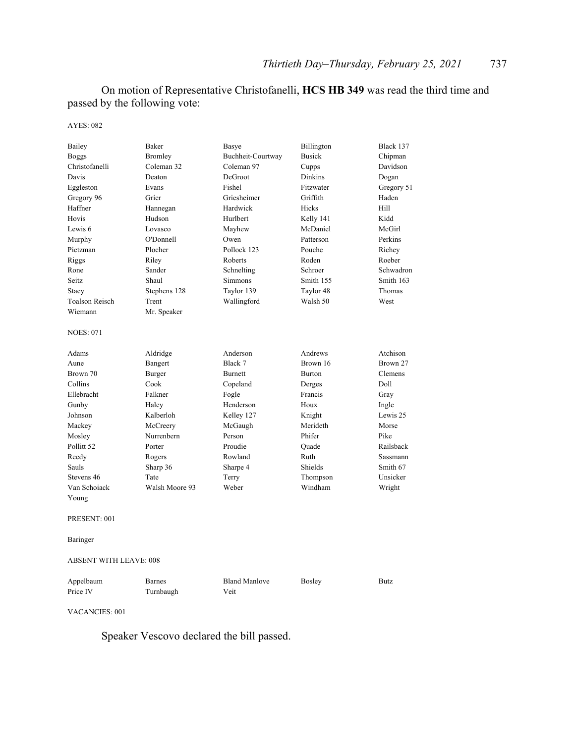On motion of Representative Christofanelli, **HCS HB 349** was read the third time and passed by the following vote:

AYES: 082

| | | | | |
|---|---|---|---|---|
| Bailey | Baker | Basye | Billington | Black 137 |
| Boggs | Bromley | Buchheit-Courtway | Busick | Chipman |
| Christofanelli | Coleman 32 | Coleman 97 | Cupps | Davidson |
| Davis | Deaton | DeGroot | Dinkins | Dogan |
| Eggleston | Evans | Fishel | Fitzwater | Gregory 51 |
| Gregory 96 | Grier | Griesheimer | Griffith | Haden |
| Haffner | Hannegan | Hardwick | Hicks | Hill |
| Hovis | Hudson | Hurlbert | Kelly 141 | Kidd |
| Lewis 6 | Lovasco | Mayhew | McDaniel | McGirl |
| Murphy | O'Donnell | Owen | Patterson | Perkins |
| Pietzman | Plocher | Pollock 123 | Pouche | Richey |
| Riggs | Riley | Roberts | Roden | Roeber |
| Rone | Sander | Schnelting | Schroer | Schwadron |
| Seitz | Shaul | Simmons | Smith 155 | Smith 163 |
| Stacy | Stephens 128 | Taylor 139 | Taylor 48 | Thomas |
| Toalson Reisch | Trent | Wallingford | Walsh 50 | West |
| Wiemann | Mr. Speaker | | | |

NOES: 071

| | | | | |
|---|---|---|---|---|
| Adams | Aldridge | Anderson | Andrews | Atchison |
| Aune | Bangert | Black 7 | Brown 16 | Brown 27 |
| Brown 70 | Burger | Burnett | Burton | Clemens |
| Collins | Cook | Copeland | Derges | Doll |
| Ellebracht | Falkner | Fogle | Francis | Gray |
| Gunby | Haley | Henderson | Houx | Ingle |
| Johnson | Kalberloh | Kelley 127 | Knight | Lewis 25 |
| Mackey | McCreery | McGaugh | Merideth | Morse |
| Mosley | Nurrenbern | Person | Phifer | Pike |
| Pollitt 52 | Porter | Proudie | Quade | Railsback |
| Reedy | Rogers | Rowland | Ruth | Sassmann |
| Sauls | Sharp 36 | Sharpe 4 | Shields | Smith 67 |
| Stevens 46 | Tate | Terry | Thompson | Unsicker |
| Van Schoiack | Walsh Moore 93 | Weber | Windham | Wright |
| Young | | | | |

PRESENT: 001

Baringer

ABSENT WITH LEAVE: 008

| | | | | |
|---|---|---|---|---|
| Appelbaum | Barnes | Bland Manlove | Bosley | Butz |
| Price IV | Turnbaugh | Veit | | |

VACANCIES: 001

Speaker Vescovo declared the bill passed.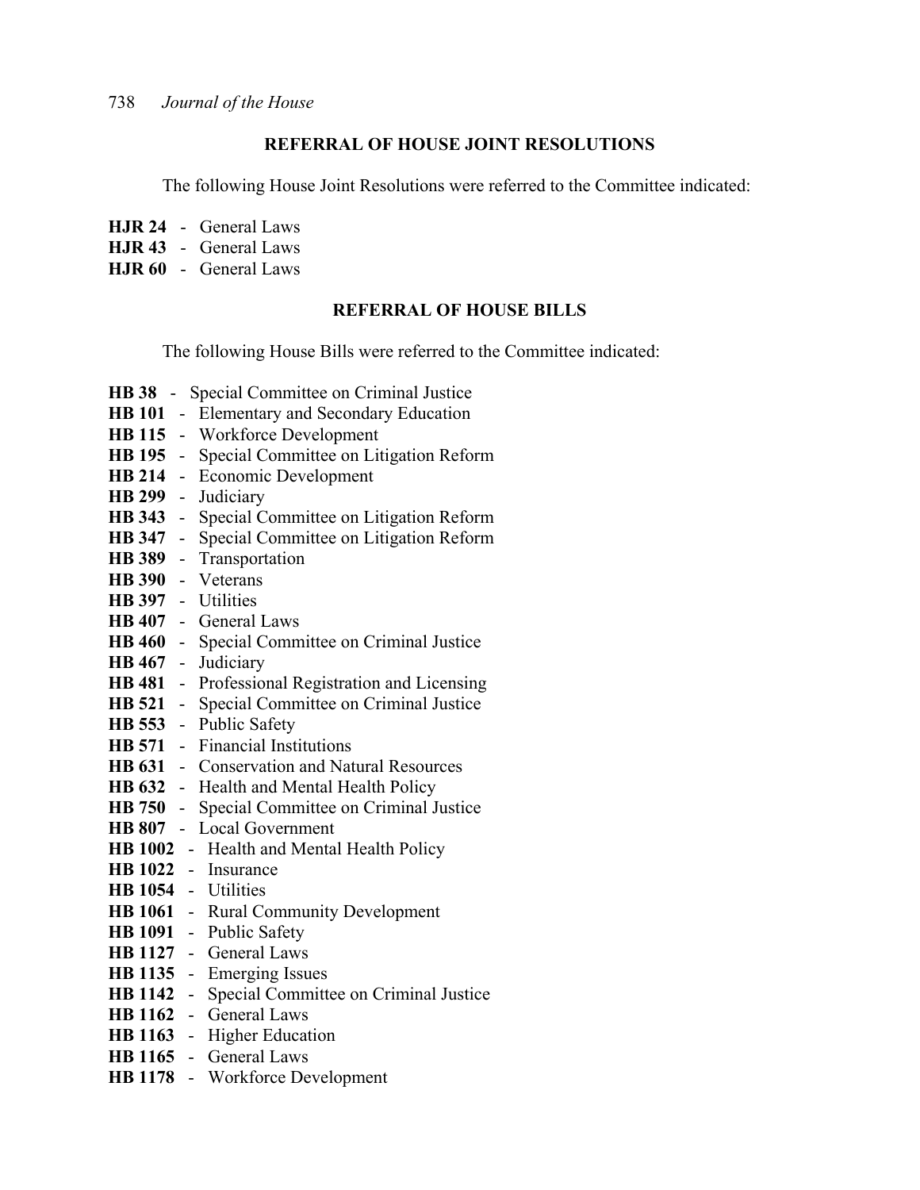## REFERRAL OF HOUSE JOINT RESOLUTIONS

The following House Joint Resolutions were referred to the Committee indicated:

**HJR 24** - General Laws
**HJR 43** - General Laws
**HJR 60** - General Laws

## REFERRAL OF HOUSE BILLS

The following House Bills were referred to the Committee indicated:

**HB 38** - Special Committee on Criminal Justice
**HB 101** - Elementary and Secondary Education
**HB 115** - Workforce Development
**HB 195** - Special Committee on Litigation Reform
**HB 214** - Economic Development
**HB 299** - Judiciary
**HB 343** - Special Committee on Litigation Reform
**HB 347** - Special Committee on Litigation Reform
**HB 389** - Transportation
**HB 390** - Veterans
**HB 397** - Utilities
**HB 407** - General Laws
**HB 460** - Special Committee on Criminal Justice
**HB 467** - Judiciary
**HB 481** - Professional Registration and Licensing
**HB 521** - Special Committee on Criminal Justice
**HB 553** - Public Safety
**HB 571** - Financial Institutions
**HB 631** - Conservation and Natural Resources
**HB 632** - Health and Mental Health Policy
**HB 750** - Special Committee on Criminal Justice
**HB 807** - Local Government
**HB 1002** - Health and Mental Health Policy
**HB 1022** - Insurance
**HB 1054** - Utilities
**HB 1061** - Rural Community Development
**HB 1091** - Public Safety
**HB 1127** - General Laws
**HB 1135** - Emerging Issues
**HB 1142** - Special Committee on Criminal Justice
**HB 1162** - General Laws
**HB 1163** - Higher Education
**HB 1165** - General Laws
**HB 1178** - Workforce Development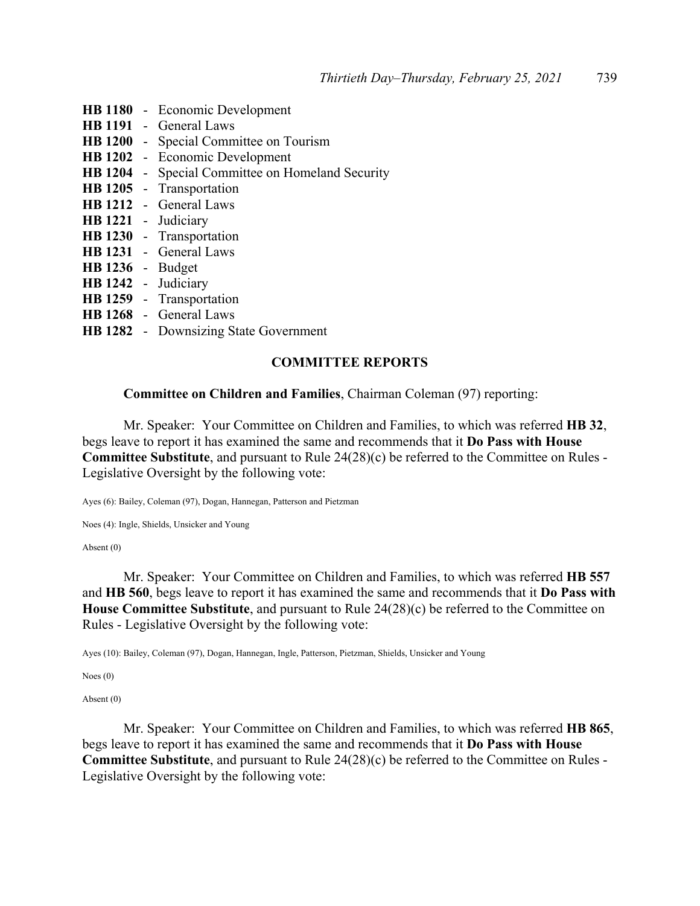**HB 1180** - Economic Development
**HB 1191** - General Laws
**HB 1200** - Special Committee on Tourism
**HB 1202** - Economic Development
**HB 1204** - Special Committee on Homeland Security
**HB 1205** - Transportation
**HB 1212** - General Laws
**HB 1221** - Judiciary
**HB 1230** - Transportation
**HB 1231** - General Laws
**HB 1236** - Budget
**HB 1242** - Judiciary
**HB 1259** - Transportation
**HB 1268** - General Laws
**HB 1282** - Downsizing State Government

## COMMITTEE REPORTS

**Committee on Children and Families**, Chairman Coleman (97) reporting:

Mr. Speaker: Your Committee on Children and Families, to which was referred **HB 32**, begs leave to report it has examined the same and recommends that it **Do Pass with House Committee Substitute**, and pursuant to Rule 24(28)(c) be referred to the Committee on Rules - Legislative Oversight by the following vote:

Ayes (6): Bailey, Coleman (97), Dogan, Hannegan, Patterson and Pietzman

Noes (4): Ingle, Shields, Unsicker and Young

Absent (0)

Mr. Speaker: Your Committee on Children and Families, to which was referred **HB 557** and **HB 560**, begs leave to report it has examined the same and recommends that it **Do Pass with House Committee Substitute**, and pursuant to Rule 24(28)(c) be referred to the Committee on Rules - Legislative Oversight by the following vote:

Ayes (10): Bailey, Coleman (97), Dogan, Hannegan, Ingle, Patterson, Pietzman, Shields, Unsicker and Young

Noes (0)

Absent (0)

Mr. Speaker: Your Committee on Children and Families, to which was referred **HB 865**, begs leave to report it has examined the same and recommends that it **Do Pass with House Committee Substitute**, and pursuant to Rule 24(28)(c) be referred to the Committee on Rules - Legislative Oversight by the following vote: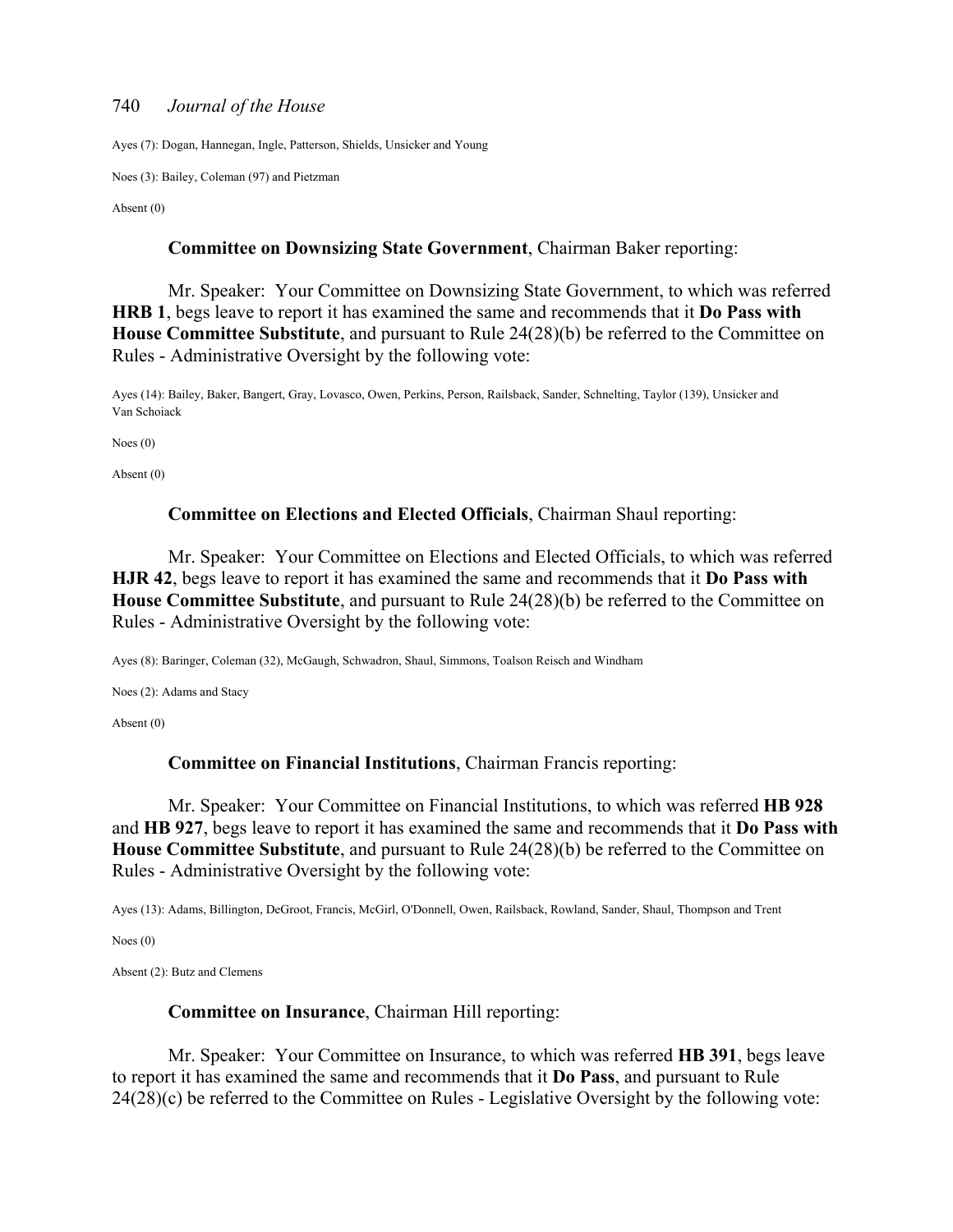Ayes (7): Dogan, Hannegan, Ingle, Patterson, Shields, Unsicker and Young

Noes (3): Bailey, Coleman (97) and Pietzman

Absent (0)

**Committee on Downsizing State Government**, Chairman Baker reporting:

Mr. Speaker: Your Committee on Downsizing State Government, to which was referred **HRB 1**, begs leave to report it has examined the same and recommends that it **Do Pass with House Committee Substitute**, and pursuant to Rule 24(28)(b) be referred to the Committee on Rules - Administrative Oversight by the following vote:

Ayes (14): Bailey, Baker, Bangert, Gray, Lovasco, Owen, Perkins, Person, Railsback, Sander, Schnelting, Taylor (139), Unsicker and Van Schoiack

Noes (0)

Absent (0)

**Committee on Elections and Elected Officials**, Chairman Shaul reporting:

Mr. Speaker: Your Committee on Elections and Elected Officials, to which was referred **HJR 42**, begs leave to report it has examined the same and recommends that it **Do Pass with House Committee Substitute**, and pursuant to Rule 24(28)(b) be referred to the Committee on Rules - Administrative Oversight by the following vote:

Ayes (8): Baringer, Coleman (32), McGaugh, Schwadron, Shaul, Simmons, Toalson Reisch and Windham

Noes (2): Adams and Stacy

Absent (0)

**Committee on Financial Institutions**, Chairman Francis reporting:

Mr. Speaker: Your Committee on Financial Institutions, to which was referred **HB 928** and **HB 927**, begs leave to report it has examined the same and recommends that it **Do Pass with House Committee Substitute**, and pursuant to Rule 24(28)(b) be referred to the Committee on Rules - Administrative Oversight by the following vote:

Ayes (13): Adams, Billington, DeGroot, Francis, McGirl, O'Donnell, Owen, Railsback, Rowland, Sander, Shaul, Thompson and Trent

Noes (0)

Absent (2): Butz and Clemens

**Committee on Insurance**, Chairman Hill reporting:

Mr. Speaker: Your Committee on Insurance, to which was referred **HB 391**, begs leave to report it has examined the same and recommends that it **Do Pass**, and pursuant to Rule 24(28)(c) be referred to the Committee on Rules - Legislative Oversight by the following vote: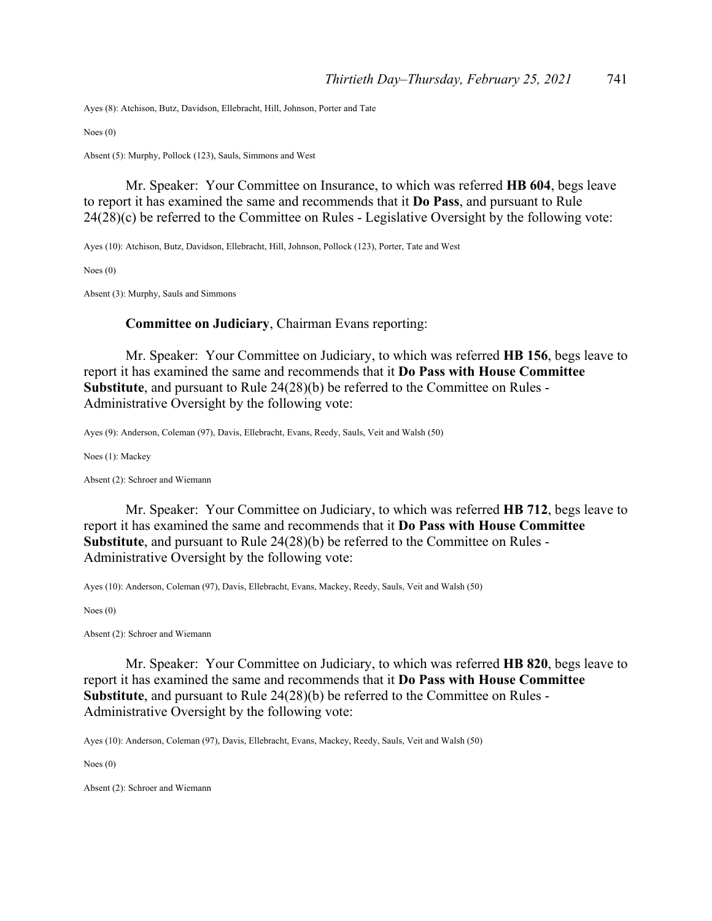Ayes (8): Atchison, Butz, Davidson, Ellebracht, Hill, Johnson, Porter and Tate

Noes (0)

Absent (5): Murphy, Pollock (123), Sauls, Simmons and West

Mr. Speaker: Your Committee on Insurance, to which was referred **HB 604**, begs leave to report it has examined the same and recommends that it **Do Pass**, and pursuant to Rule 24(28)(c) be referred to the Committee on Rules - Legislative Oversight by the following vote:

Ayes (10): Atchison, Butz, Davidson, Ellebracht, Hill, Johnson, Pollock (123), Porter, Tate and West

Noes (0)

Absent (3): Murphy, Sauls and Simmons

**Committee on Judiciary**, Chairman Evans reporting:

Mr. Speaker: Your Committee on Judiciary, to which was referred **HB 156**, begs leave to report it has examined the same and recommends that it **Do Pass with House Committee Substitute**, and pursuant to Rule 24(28)(b) be referred to the Committee on Rules - Administrative Oversight by the following vote:

Ayes (9): Anderson, Coleman (97), Davis, Ellebracht, Evans, Reedy, Sauls, Veit and Walsh (50)

Noes (1): Mackey

Absent (2): Schroer and Wiemann

Mr. Speaker: Your Committee on Judiciary, to which was referred **HB 712**, begs leave to report it has examined the same and recommends that it **Do Pass with House Committee Substitute**, and pursuant to Rule 24(28)(b) be referred to the Committee on Rules - Administrative Oversight by the following vote:

Ayes (10): Anderson, Coleman (97), Davis, Ellebracht, Evans, Mackey, Reedy, Sauls, Veit and Walsh (50)

Noes (0)

Absent (2): Schroer and Wiemann

Mr. Speaker: Your Committee on Judiciary, to which was referred **HB 820**, begs leave to report it has examined the same and recommends that it **Do Pass with House Committee Substitute**, and pursuant to Rule 24(28)(b) be referred to the Committee on Rules - Administrative Oversight by the following vote:

Ayes (10): Anderson, Coleman (97), Davis, Ellebracht, Evans, Mackey, Reedy, Sauls, Veit and Walsh (50)

Noes (0)

Absent (2): Schroer and Wiemann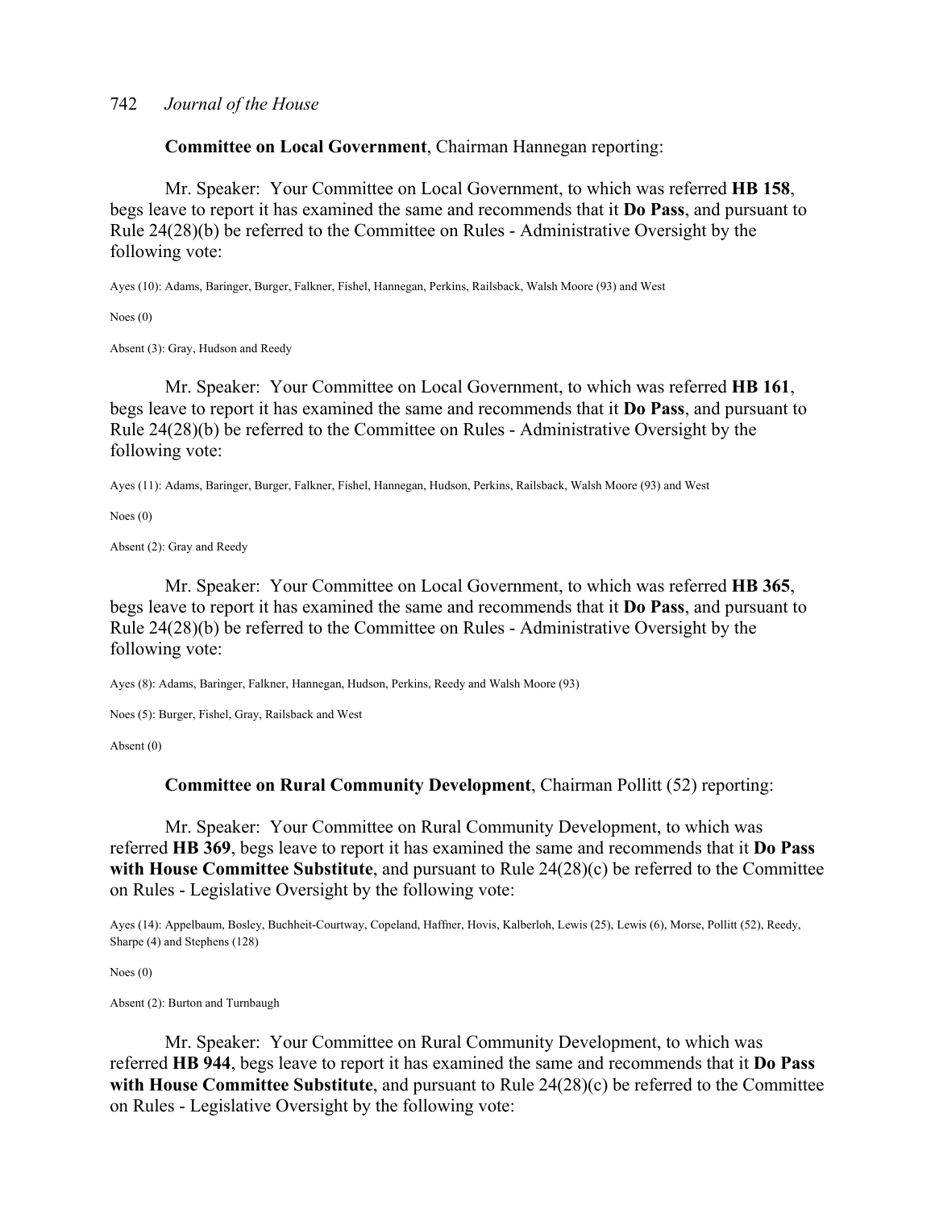**Committee on Local Government**, Chairman Hannegan reporting:

Mr. Speaker: Your Committee on Local Government, to which was referred **HB 158**, begs leave to report it has examined the same and recommends that it **Do Pass**, and pursuant to Rule 24(28)(b) be referred to the Committee on Rules - Administrative Oversight by the following vote:

Ayes (10): Adams, Baringer, Burger, Falkner, Fishel, Hannegan, Perkins, Railsback, Walsh Moore (93) and West

Noes (0)

Absent (3): Gray, Hudson and Reedy

Mr. Speaker: Your Committee on Local Government, to which was referred **HB 161**, begs leave to report it has examined the same and recommends that it **Do Pass**, and pursuant to Rule 24(28)(b) be referred to the Committee on Rules - Administrative Oversight by the following vote:

Ayes (11): Adams, Baringer, Burger, Falkner, Fishel, Hannegan, Hudson, Perkins, Railsback, Walsh Moore (93) and West

Noes (0)

Absent (2): Gray and Reedy

Mr. Speaker: Your Committee on Local Government, to which was referred **HB 365**, begs leave to report it has examined the same and recommends that it **Do Pass**, and pursuant to Rule 24(28)(b) be referred to the Committee on Rules - Administrative Oversight by the following vote:

Ayes (8): Adams, Baringer, Falkner, Hannegan, Hudson, Perkins, Reedy and Walsh Moore (93)

Noes (5): Burger, Fishel, Gray, Railsback and West

Absent (0)

**Committee on Rural Community Development**, Chairman Pollitt (52) reporting:

Mr. Speaker: Your Committee on Rural Community Development, to which was referred **HB 369**, begs leave to report it has examined the same and recommends that it **Do Pass with House Committee Substitute**, and pursuant to Rule 24(28)(c) be referred to the Committee on Rules - Legislative Oversight by the following vote:

Ayes (14): Appelbaum, Bosley, Buchheit-Courtway, Copeland, Haffner, Hovis, Kalberloh, Lewis (25), Lewis (6), Morse, Pollitt (52), Reedy, Sharpe (4) and Stephens (128)

Noes (0)

Absent (2): Burton and Turnbaugh

Mr. Speaker: Your Committee on Rural Community Development, to which was referred **HB 944**, begs leave to report it has examined the same and recommends that it **Do Pass with House Committee Substitute**, and pursuant to Rule 24(28)(c) be referred to the Committee on Rules - Legislative Oversight by the following vote: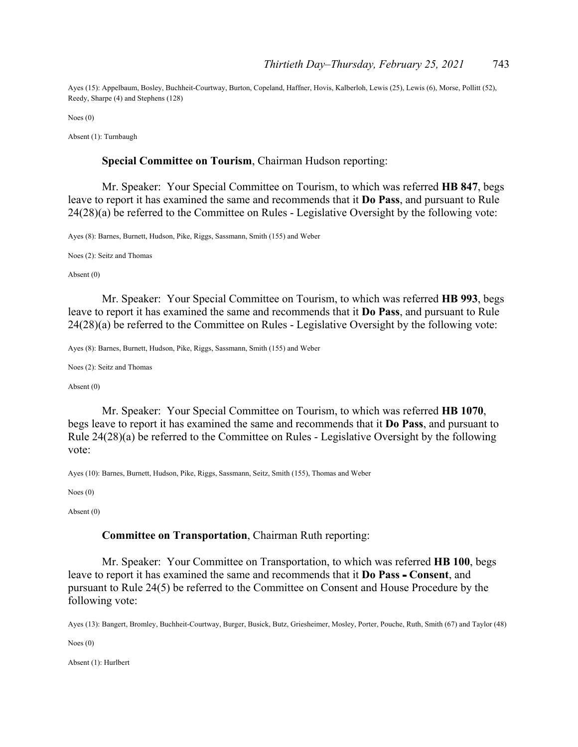Ayes (15): Appelbaum, Bosley, Buchheit-Courtway, Burton, Copeland, Haffner, Hovis, Kalberloh, Lewis (25), Lewis (6), Morse, Pollitt (52), Reedy, Sharpe (4) and Stephens (128)

Noes (0)

Absent (1): Turnbaugh

**Special Committee on Tourism**, Chairman Hudson reporting:

Mr. Speaker: Your Special Committee on Tourism, to which was referred **HB 847**, begs leave to report it has examined the same and recommends that it **Do Pass**, and pursuant to Rule 24(28)(a) be referred to the Committee on Rules - Legislative Oversight by the following vote:

Ayes (8): Barnes, Burnett, Hudson, Pike, Riggs, Sassmann, Smith (155) and Weber

Noes (2): Seitz and Thomas

Absent (0)

Mr. Speaker: Your Special Committee on Tourism, to which was referred **HB 993**, begs leave to report it has examined the same and recommends that it **Do Pass**, and pursuant to Rule 24(28)(a) be referred to the Committee on Rules - Legislative Oversight by the following vote:

Ayes (8): Barnes, Burnett, Hudson, Pike, Riggs, Sassmann, Smith (155) and Weber

Noes (2): Seitz and Thomas

Absent (0)

Mr. Speaker: Your Special Committee on Tourism, to which was referred **HB 1070**, begs leave to report it has examined the same and recommends that it **Do Pass**, and pursuant to Rule 24(28)(a) be referred to the Committee on Rules - Legislative Oversight by the following vote:

Ayes (10): Barnes, Burnett, Hudson, Pike, Riggs, Sassmann, Seitz, Smith (155), Thomas and Weber

Noes (0)

Absent (0)

**Committee on Transportation**, Chairman Ruth reporting:

Mr. Speaker: Your Committee on Transportation, to which was referred **HB 100**, begs leave to report it has examined the same and recommends that it **Do Pass - Consent**, and pursuant to Rule 24(5) be referred to the Committee on Consent and House Procedure by the following vote:

Ayes (13): Bangert, Bromley, Buchheit-Courtway, Burger, Busick, Butz, Griesheimer, Mosley, Porter, Pouche, Ruth, Smith (67) and Taylor (48)

Noes (0)

Absent (1): Hurlbert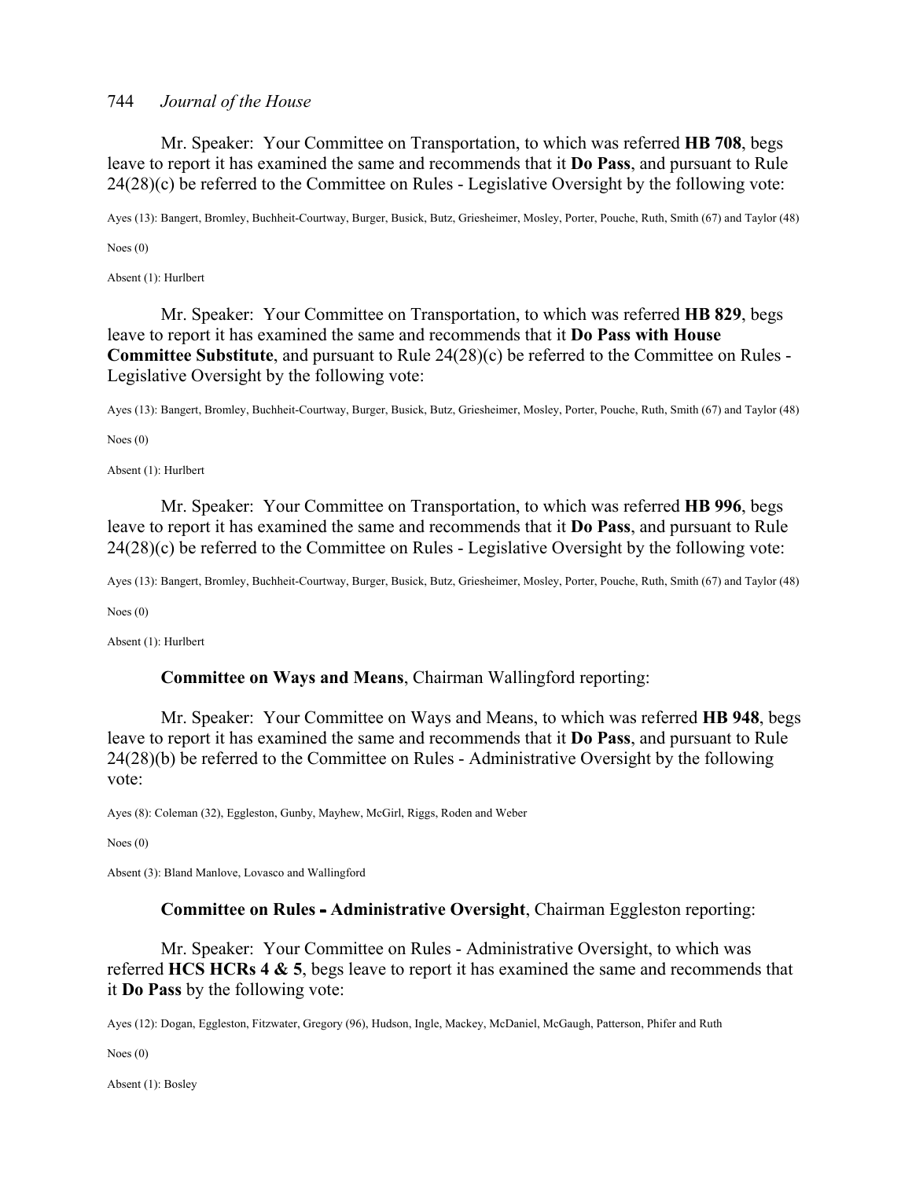Mr. Speaker: Your Committee on Transportation, to which was referred **HB 708**, begs leave to report it has examined the same and recommends that it **Do Pass**, and pursuant to Rule 24(28)(c) be referred to the Committee on Rules - Legislative Oversight by the following vote:

Ayes (13): Bangert, Bromley, Buchheit-Courtway, Burger, Busick, Butz, Griesheimer, Mosley, Porter, Pouche, Ruth, Smith (67) and Taylor (48)

Noes (0)

Absent (1): Hurlbert

Mr. Speaker: Your Committee on Transportation, to which was referred **HB 829**, begs leave to report it has examined the same and recommends that it **Do Pass with House Committee Substitute**, and pursuant to Rule 24(28)(c) be referred to the Committee on Rules - Legislative Oversight by the following vote:

Ayes (13): Bangert, Bromley, Buchheit-Courtway, Burger, Busick, Butz, Griesheimer, Mosley, Porter, Pouche, Ruth, Smith (67) and Taylor (48)

Noes (0)

Absent (1): Hurlbert

Mr. Speaker: Your Committee on Transportation, to which was referred **HB 996**, begs leave to report it has examined the same and recommends that it **Do Pass**, and pursuant to Rule 24(28)(c) be referred to the Committee on Rules - Legislative Oversight by the following vote:

Ayes (13): Bangert, Bromley, Buchheit-Courtway, Burger, Busick, Butz, Griesheimer, Mosley, Porter, Pouche, Ruth, Smith (67) and Taylor (48)

Noes (0)

Absent (1): Hurlbert

**Committee on Ways and Means**, Chairman Wallingford reporting:

Mr. Speaker: Your Committee on Ways and Means, to which was referred **HB 948**, begs leave to report it has examined the same and recommends that it **Do Pass**, and pursuant to Rule 24(28)(b) be referred to the Committee on Rules - Administrative Oversight by the following vote:

Ayes (8): Coleman (32), Eggleston, Gunby, Mayhew, McGirl, Riggs, Roden and Weber

Noes (0)

Absent (3): Bland Manlove, Lovasco and Wallingford

**Committee on Rules - Administrative Oversight**, Chairman Eggleston reporting:

Mr. Speaker: Your Committee on Rules - Administrative Oversight, to which was referred **HCS HCRs 4 & 5**, begs leave to report it has examined the same and recommends that it **Do Pass** by the following vote:

Ayes (12): Dogan, Eggleston, Fitzwater, Gregory (96), Hudson, Ingle, Mackey, McDaniel, McGaugh, Patterson, Phifer and Ruth

Noes (0)

Absent (1): Bosley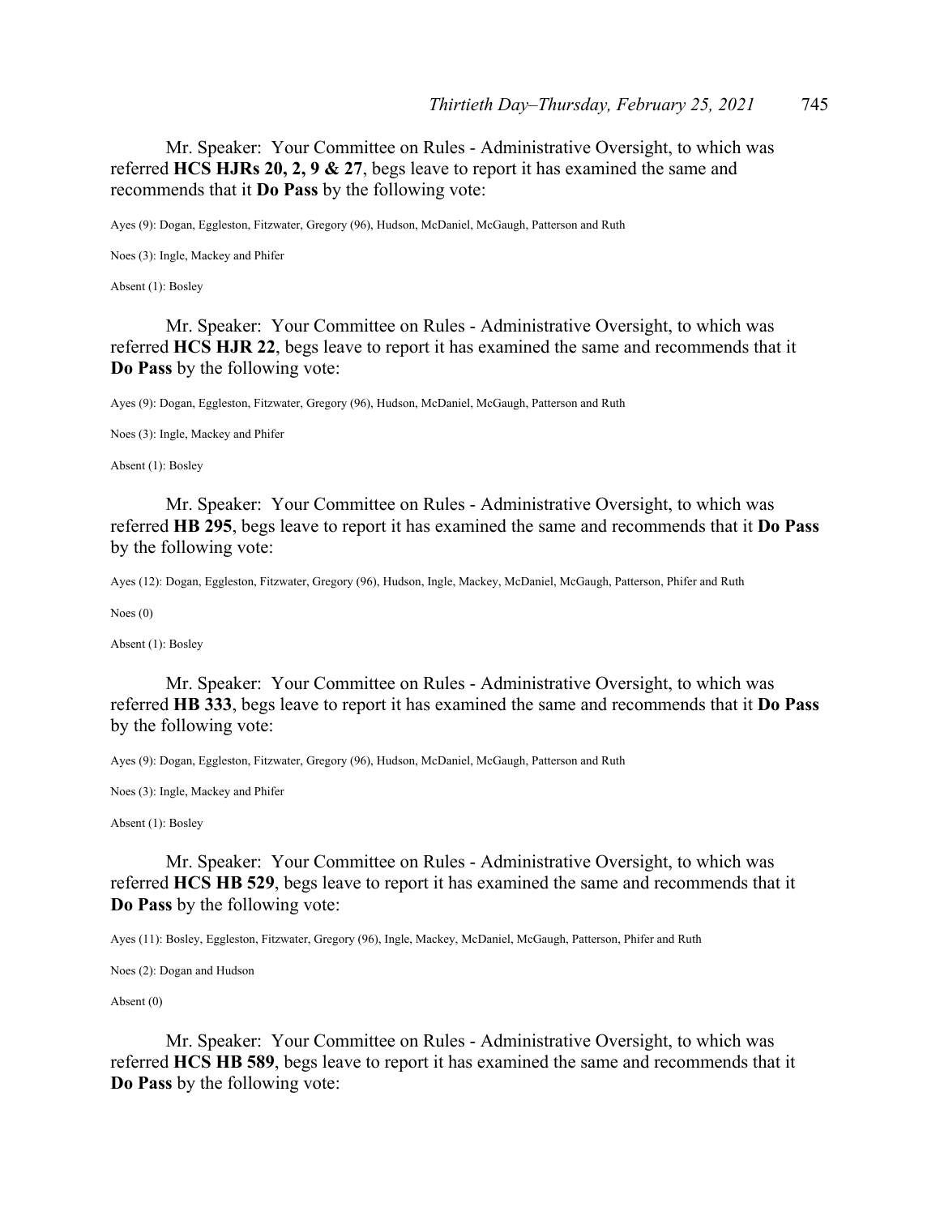Mr. Speaker: Your Committee on Rules - Administrative Oversight, to which was referred **HCS HJRs 20, 2, 9 & 27**, begs leave to report it has examined the same and recommends that it **Do Pass** by the following vote:

Ayes (9): Dogan, Eggleston, Fitzwater, Gregory (96), Hudson, McDaniel, McGaugh, Patterson and Ruth

Noes (3): Ingle, Mackey and Phifer

Absent (1): Bosley

Mr. Speaker: Your Committee on Rules - Administrative Oversight, to which was referred **HCS HJR 22**, begs leave to report it has examined the same and recommends that it **Do Pass** by the following vote:

Ayes (9): Dogan, Eggleston, Fitzwater, Gregory (96), Hudson, McDaniel, McGaugh, Patterson and Ruth

Noes (3): Ingle, Mackey and Phifer

Absent (1): Bosley

Mr. Speaker: Your Committee on Rules - Administrative Oversight, to which was referred **HB 295**, begs leave to report it has examined the same and recommends that it **Do Pass** by the following vote:

Ayes (12): Dogan, Eggleston, Fitzwater, Gregory (96), Hudson, Ingle, Mackey, McDaniel, McGaugh, Patterson, Phifer and Ruth

Noes (0)

Absent (1): Bosley

Mr. Speaker: Your Committee on Rules - Administrative Oversight, to which was referred **HB 333**, begs leave to report it has examined the same and recommends that it **Do Pass** by the following vote:

Ayes (9): Dogan, Eggleston, Fitzwater, Gregory (96), Hudson, McDaniel, McGaugh, Patterson and Ruth

Noes (3): Ingle, Mackey and Phifer

Absent (1): Bosley

Mr. Speaker: Your Committee on Rules - Administrative Oversight, to which was referred **HCS HB 529**, begs leave to report it has examined the same and recommends that it **Do Pass** by the following vote:

Ayes (11): Bosley, Eggleston, Fitzwater, Gregory (96), Ingle, Mackey, McDaniel, McGaugh, Patterson, Phifer and Ruth

Noes (2): Dogan and Hudson

Absent (0)

Mr. Speaker: Your Committee on Rules - Administrative Oversight, to which was referred **HCS HB 589**, begs leave to report it has examined the same and recommends that it **Do Pass** by the following vote: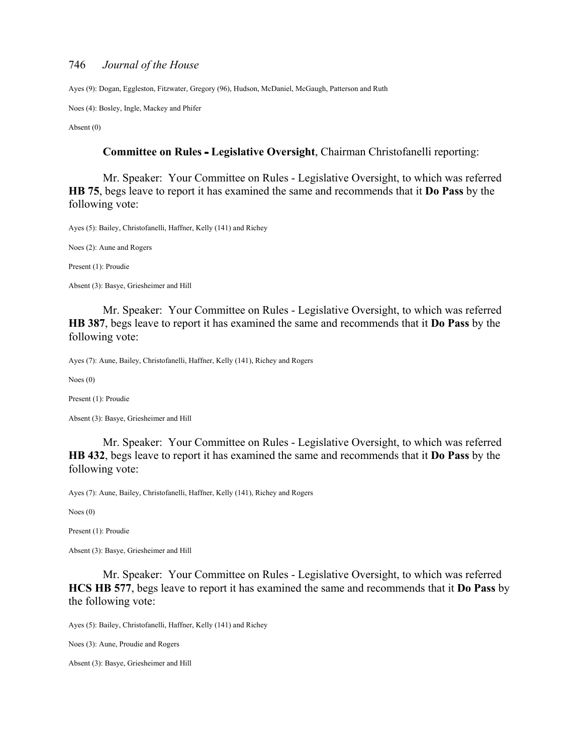Ayes (9): Dogan, Eggleston, Fitzwater, Gregory (96), Hudson, McDaniel, McGaugh, Patterson and Ruth

Noes (4): Bosley, Ingle, Mackey and Phifer

Absent (0)

**Committee on Rules - Legislative Oversight**, Chairman Christofanelli reporting:

Mr. Speaker: Your Committee on Rules - Legislative Oversight, to which was referred **HB 75**, begs leave to report it has examined the same and recommends that it **Do Pass** by the following vote:

Ayes (5): Bailey, Christofanelli, Haffner, Kelly (141) and Richey

Noes (2): Aune and Rogers

Present (1): Proudie

Absent (3): Basye, Griesheimer and Hill

Mr. Speaker: Your Committee on Rules - Legislative Oversight, to which was referred **HB 387**, begs leave to report it has examined the same and recommends that it **Do Pass** by the following vote:

Ayes (7): Aune, Bailey, Christofanelli, Haffner, Kelly (141), Richey and Rogers

Noes (0)

Present (1): Proudie

Absent (3): Basye, Griesheimer and Hill

Mr. Speaker: Your Committee on Rules - Legislative Oversight, to which was referred **HB 432**, begs leave to report it has examined the same and recommends that it **Do Pass** by the following vote:

Ayes (7): Aune, Bailey, Christofanelli, Haffner, Kelly (141), Richey and Rogers

Noes (0)

Present (1): Proudie

Absent (3): Basye, Griesheimer and Hill

Mr. Speaker: Your Committee on Rules - Legislative Oversight, to which was referred **HCS HB 577**, begs leave to report it has examined the same and recommends that it **Do Pass** by the following vote:

Ayes (5): Bailey, Christofanelli, Haffner, Kelly (141) and Richey

Noes (3): Aune, Proudie and Rogers

Absent (3): Basye, Griesheimer and Hill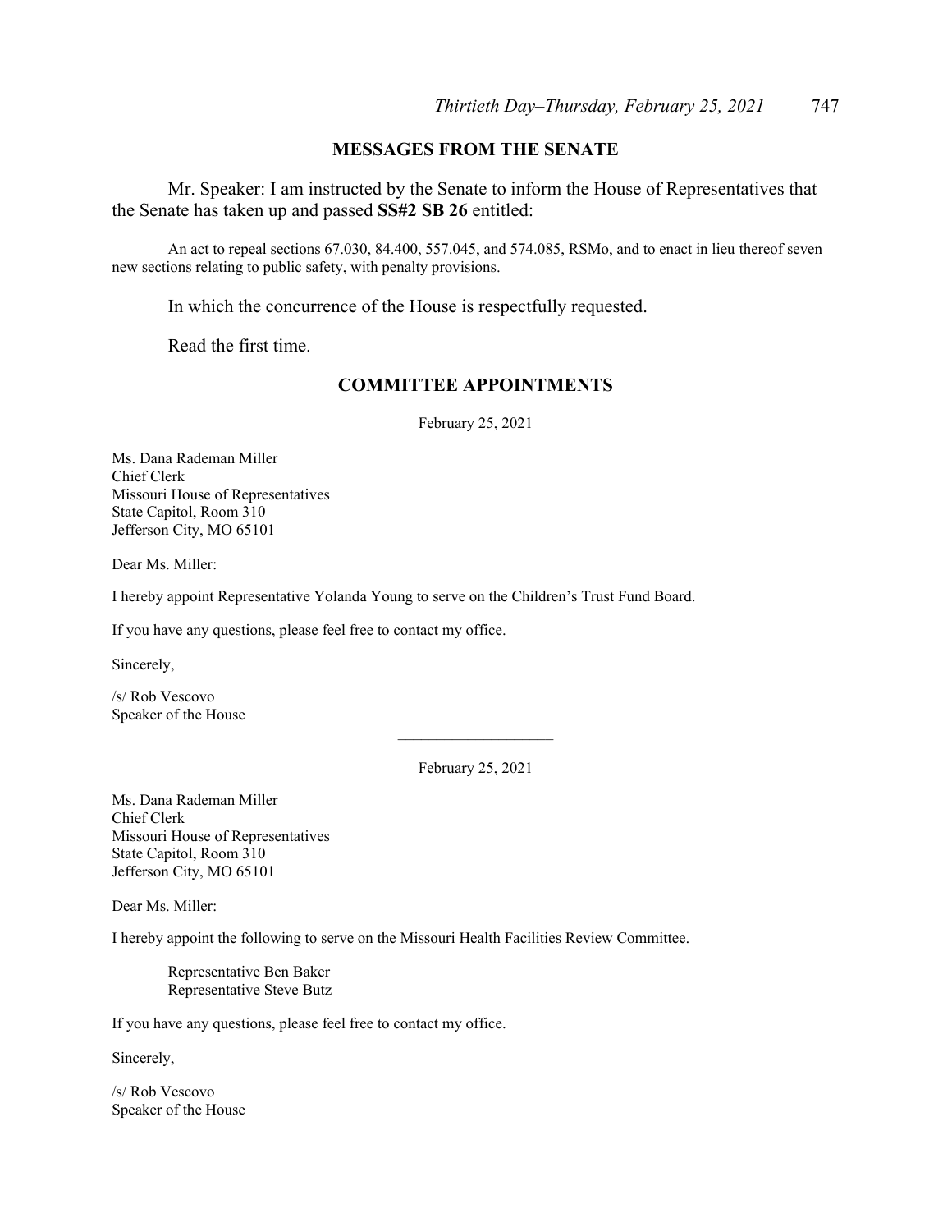## MESSAGES FROM THE SENATE

Mr. Speaker: I am instructed by the Senate to inform the House of Representatives that the Senate has taken up and passed **SS#2 SB 26** entitled:

An act to repeal sections 67.030, 84.400, 557.045, and 574.085, RSMo, and to enact in lieu thereof seven new sections relating to public safety, with penalty provisions.

In which the concurrence of the House is respectfully requested.

Read the first time.

## COMMITTEE APPOINTMENTS

February 25, 2021

Ms. Dana Rademan Miller  
Chief Clerk  
Missouri House of Representatives  
State Capitol, Room 310  
Jefferson City, MO 65101

Dear Ms. Miller:

I hereby appoint Representative Yolanda Young to serve on the Children's Trust Fund Board.

If you have any questions, please feel free to contact my office.

Sincerely,

/s/ Rob Vescovo  
Speaker of the House

---

February 25, 2021

Ms. Dana Rademan Miller  
Chief Clerk  
Missouri House of Representatives  
State Capitol, Room 310  
Jefferson City, MO 65101

Dear Ms. Miller:

I hereby appoint the following to serve on the Missouri Health Facilities Review Committee.

Representative Ben Baker  
Representative Steve Butz

If you have any questions, please feel free to contact my office.

Sincerely,

/s/ Rob Vescovo  
Speaker of the House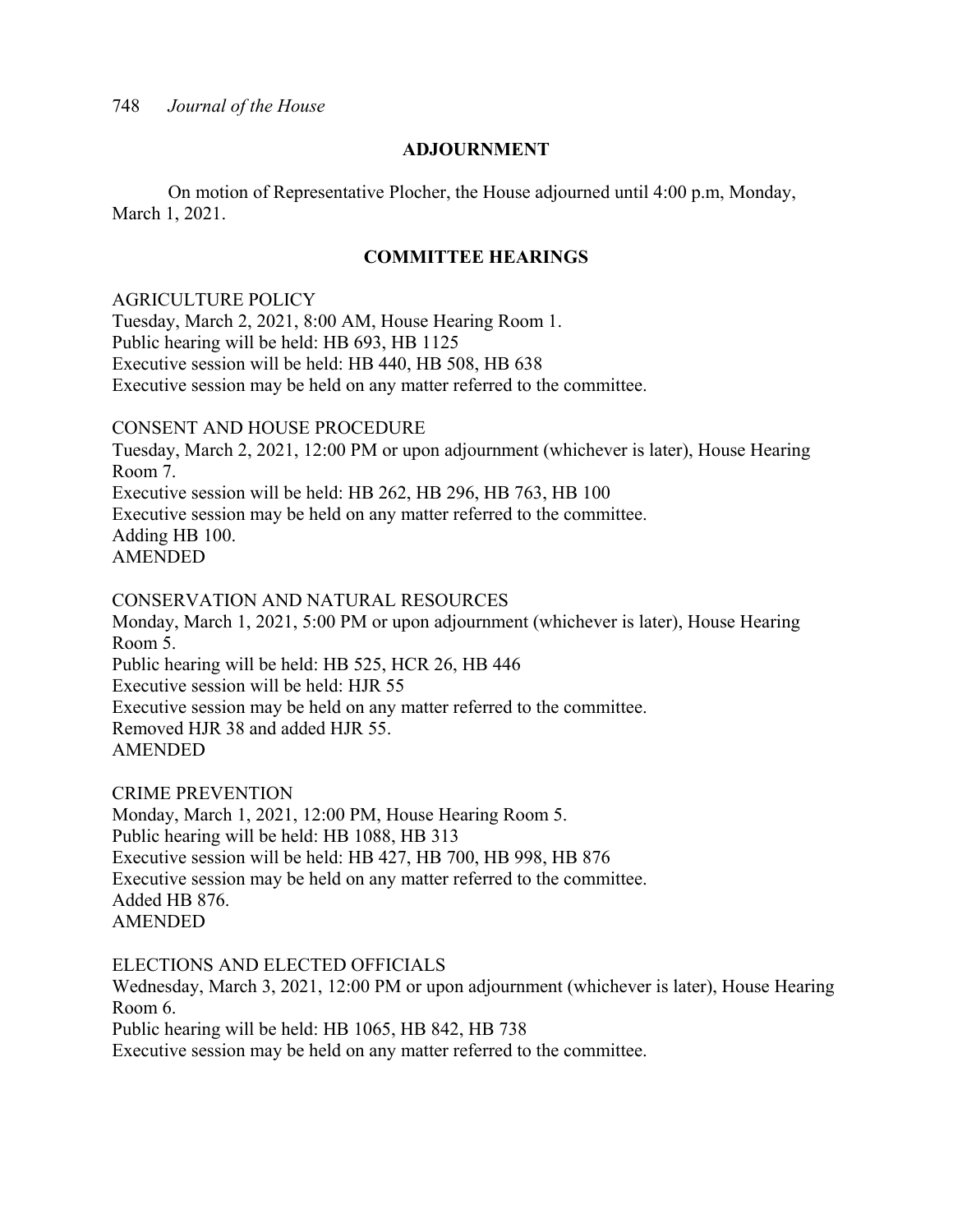## ADJOURNMENT

On motion of Representative Plocher, the House adjourned until 4:00 p.m, Monday, March 1, 2021.

## COMMITTEE HEARINGS

AGRICULTURE POLICY
Tuesday, March 2, 2021, 8:00 AM, House Hearing Room 1.
Public hearing will be held: HB 693, HB 1125
Executive session will be held: HB 440, HB 508, HB 638
Executive session may be held on any matter referred to the committee.

CONSENT AND HOUSE PROCEDURE
Tuesday, March 2, 2021, 12:00 PM or upon adjournment (whichever is later), House Hearing Room 7.
Executive session will be held: HB 262, HB 296, HB 763, HB 100
Executive session may be held on any matter referred to the committee.
Adding HB 100.
AMENDED

CONSERVATION AND NATURAL RESOURCES
Monday, March 1, 2021, 5:00 PM or upon adjournment (whichever is later), House Hearing Room 5.
Public hearing will be held: HB 525, HCR 26, HB 446
Executive session will be held: HJR 55
Executive session may be held on any matter referred to the committee.
Removed HJR 38 and added HJR 55.
AMENDED

CRIME PREVENTION
Monday, March 1, 2021, 12:00 PM, House Hearing Room 5.
Public hearing will be held: HB 1088, HB 313
Executive session will be held: HB 427, HB 700, HB 998, HB 876
Executive session may be held on any matter referred to the committee.
Added HB 876.
AMENDED

ELECTIONS AND ELECTED OFFICIALS
Wednesday, March 3, 2021, 12:00 PM or upon adjournment (whichever is later), House Hearing Room 6.
Public hearing will be held: HB 1065, HB 842, HB 738
Executive session may be held on any matter referred to the committee.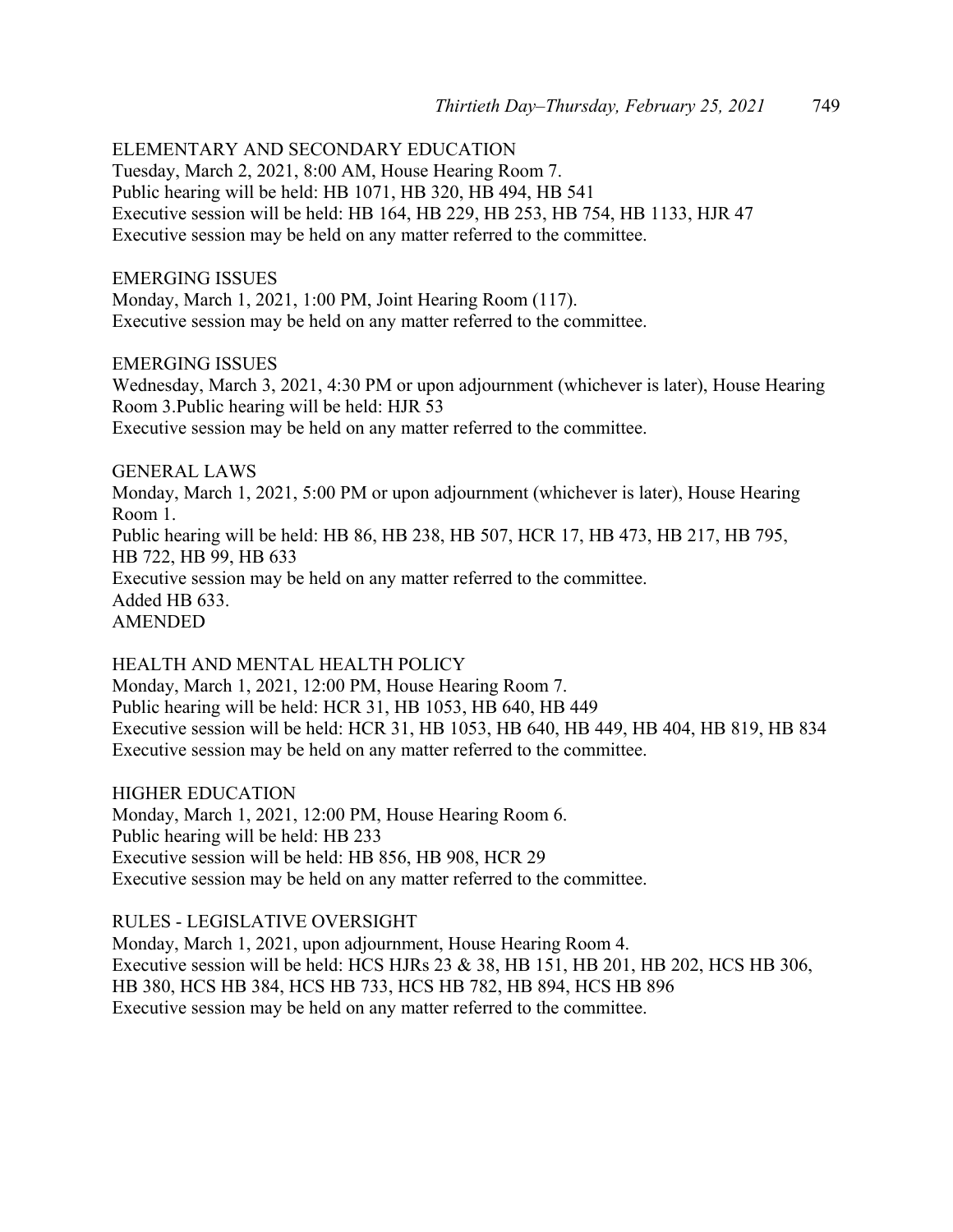ELEMENTARY AND SECONDARY EDUCATION
Tuesday, March 2, 2021, 8:00 AM, House Hearing Room 7.
Public hearing will be held: HB 1071, HB 320, HB 494, HB 541
Executive session will be held: HB 164, HB 229, HB 253, HB 754, HB 1133, HJR 47
Executive session may be held on any matter referred to the committee.

EMERGING ISSUES
Monday, March 1, 2021, 1:00 PM, Joint Hearing Room (117).
Executive session may be held on any matter referred to the committee.

EMERGING ISSUES
Wednesday, March 3, 2021, 4:30 PM or upon adjournment (whichever is later), House Hearing Room 3.Public hearing will be held: HJR 53
Executive session may be held on any matter referred to the committee.

GENERAL LAWS
Monday, March 1, 2021, 5:00 PM or upon adjournment (whichever is later), House Hearing Room 1.
Public hearing will be held: HB 86, HB 238, HB 507, HCR 17, HB 473, HB 217, HB 795, HB 722, HB 99, HB 633
Executive session may be held on any matter referred to the committee.
Added HB 633.
AMENDED

HEALTH AND MENTAL HEALTH POLICY
Monday, March 1, 2021, 12:00 PM, House Hearing Room 7.
Public hearing will be held: HCR 31, HB 1053, HB 640, HB 449
Executive session will be held: HCR 31, HB 1053, HB 640, HB 449, HB 404, HB 819, HB 834
Executive session may be held on any matter referred to the committee.

HIGHER EDUCATION
Monday, March 1, 2021, 12:00 PM, House Hearing Room 6.
Public hearing will be held: HB 233
Executive session will be held: HB 856, HB 908, HCR 29
Executive session may be held on any matter referred to the committee.

RULES - LEGISLATIVE OVERSIGHT
Monday, March 1, 2021, upon adjournment, House Hearing Room 4.
Executive session will be held: HCS HJRs 23 & 38, HB 151, HB 201, HB 202, HCS HB 306, HB 380, HCS HB 384, HCS HB 733, HCS HB 782, HB 894, HCS HB 896
Executive session may be held on any matter referred to the committee.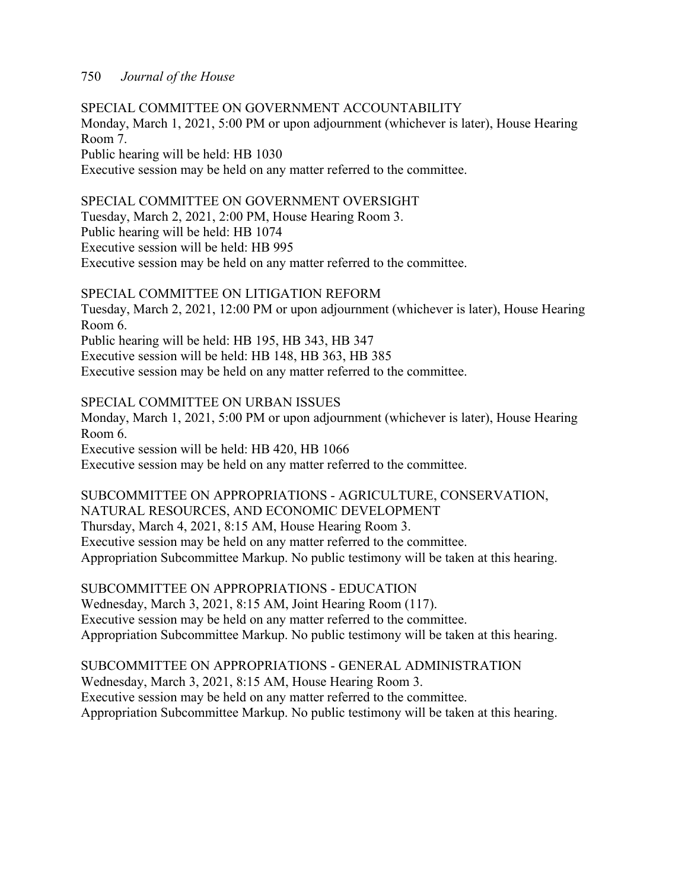SPECIAL COMMITTEE ON GOVERNMENT ACCOUNTABILITY
Monday, March 1, 2021, 5:00 PM or upon adjournment (whichever is later), House Hearing Room 7.
Public hearing will be held: HB 1030
Executive session may be held on any matter referred to the committee.

SPECIAL COMMITTEE ON GOVERNMENT OVERSIGHT
Tuesday, March 2, 2021, 2:00 PM, House Hearing Room 3.
Public hearing will be held: HB 1074
Executive session will be held: HB 995
Executive session may be held on any matter referred to the committee.

SPECIAL COMMITTEE ON LITIGATION REFORM
Tuesday, March 2, 2021, 12:00 PM or upon adjournment (whichever is later), House Hearing Room 6.
Public hearing will be held: HB 195, HB 343, HB 347
Executive session will be held: HB 148, HB 363, HB 385
Executive session may be held on any matter referred to the committee.

SPECIAL COMMITTEE ON URBAN ISSUES
Monday, March 1, 2021, 5:00 PM or upon adjournment (whichever is later), House Hearing Room 6.
Executive session will be held: HB 420, HB 1066
Executive session may be held on any matter referred to the committee.

SUBCOMMITTEE ON APPROPRIATIONS - AGRICULTURE, CONSERVATION, NATURAL RESOURCES, AND ECONOMIC DEVELOPMENT
Thursday, March 4, 2021, 8:15 AM, House Hearing Room 3.
Executive session may be held on any matter referred to the committee.
Appropriation Subcommittee Markup. No public testimony will be taken at this hearing.

SUBCOMMITTEE ON APPROPRIATIONS - EDUCATION
Wednesday, March 3, 2021, 8:15 AM, Joint Hearing Room (117).
Executive session may be held on any matter referred to the committee.
Appropriation Subcommittee Markup. No public testimony will be taken at this hearing.

SUBCOMMITTEE ON APPROPRIATIONS - GENERAL ADMINISTRATION
Wednesday, March 3, 2021, 8:15 AM, House Hearing Room 3.
Executive session may be held on any matter referred to the committee.
Appropriation Subcommittee Markup. No public testimony will be taken at this hearing.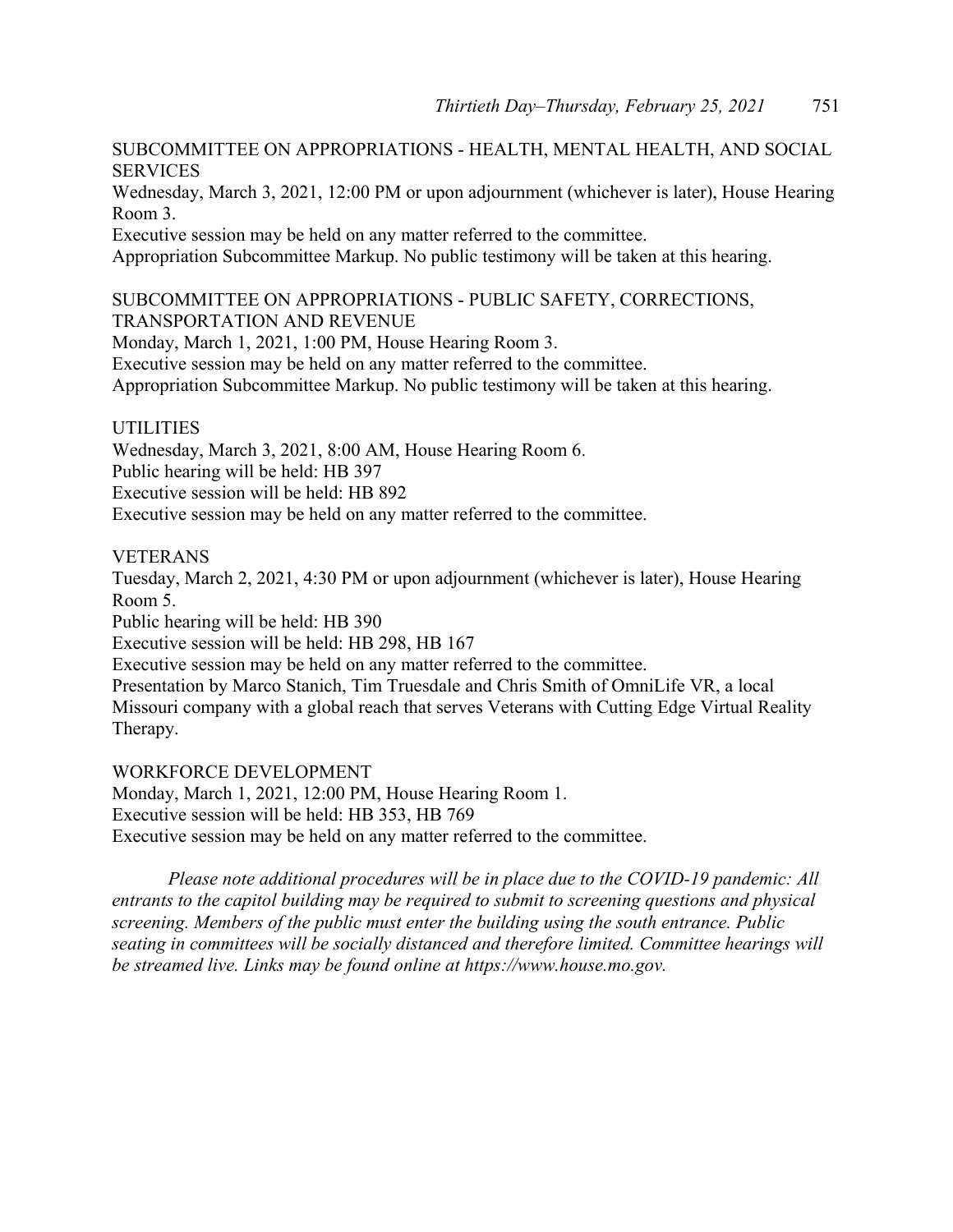SUBCOMMITTEE ON APPROPRIATIONS - HEALTH, MENTAL HEALTH, AND SOCIAL SERVICES
Wednesday, March 3, 2021, 12:00 PM or upon adjournment (whichever is later), House Hearing Room 3.
Executive session may be held on any matter referred to the committee.
Appropriation Subcommittee Markup. No public testimony will be taken at this hearing.

SUBCOMMITTEE ON APPROPRIATIONS - PUBLIC SAFETY, CORRECTIONS, TRANSPORTATION AND REVENUE
Monday, March 1, 2021, 1:00 PM, House Hearing Room 3.
Executive session may be held on any matter referred to the committee.
Appropriation Subcommittee Markup. No public testimony will be taken at this hearing.

UTILITIES
Wednesday, March 3, 2021, 8:00 AM, House Hearing Room 6.
Public hearing will be held: HB 397
Executive session will be held: HB 892
Executive session may be held on any matter referred to the committee.

VETERANS
Tuesday, March 2, 2021, 4:30 PM or upon adjournment (whichever is later), House Hearing Room 5.
Public hearing will be held: HB 390
Executive session will be held: HB 298, HB 167
Executive session may be held on any matter referred to the committee.
Presentation by Marco Stanich, Tim Truesdale and Chris Smith of OmniLife VR, a local Missouri company with a global reach that serves Veterans with Cutting Edge Virtual Reality Therapy.

WORKFORCE DEVELOPMENT
Monday, March 1, 2021, 12:00 PM, House Hearing Room 1.
Executive session will be held: HB 353, HB 769
Executive session may be held on any matter referred to the committee.

*Please note additional procedures will be in place due to the COVID-19 pandemic: All entrants to the capitol building may be required to submit to screening questions and physical screening. Members of the public must enter the building using the south entrance. Public seating in committees will be socially distanced and therefore limited. Committee hearings will be streamed live. Links may be found online at https://www.house.mo.gov.*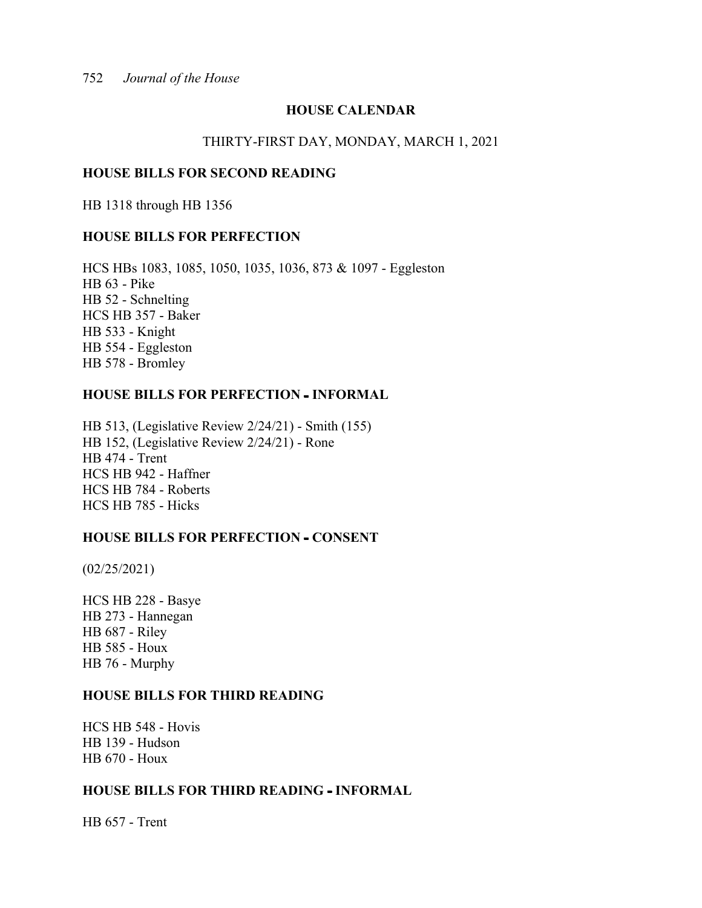## HOUSE CALENDAR

THIRTY-FIRST DAY, MONDAY, MARCH 1, 2021

### HOUSE BILLS FOR SECOND READING

HB 1318 through HB 1356

### HOUSE BILLS FOR PERFECTION

HCS HBs 1083, 1085, 1050, 1035, 1036, 873 & 1097 - Eggleston
HB 63 - Pike
HB 52 - Schnelting
HCS HB 357 - Baker
HB 533 - Knight
HB 554 - Eggleston
HB 578 - Bromley

### HOUSE BILLS FOR PERFECTION - INFORMAL

HB 513, (Legislative Review 2/24/21) - Smith (155)
HB 152, (Legislative Review 2/24/21) - Rone
HB 474 - Trent
HCS HB 942 - Haffner
HCS HB 784 - Roberts
HCS HB 785 - Hicks

### HOUSE BILLS FOR PERFECTION - CONSENT

(02/25/2021)

HCS HB 228 - Basye
HB 273 - Hannegan
HB 687 - Riley
HB 585 - Houx
HB 76 - Murphy

### HOUSE BILLS FOR THIRD READING

HCS HB 548 - Hovis
HB 139 - Hudson
HB 670 - Houx

### HOUSE BILLS FOR THIRD READING - INFORMAL

HB 657 - Trent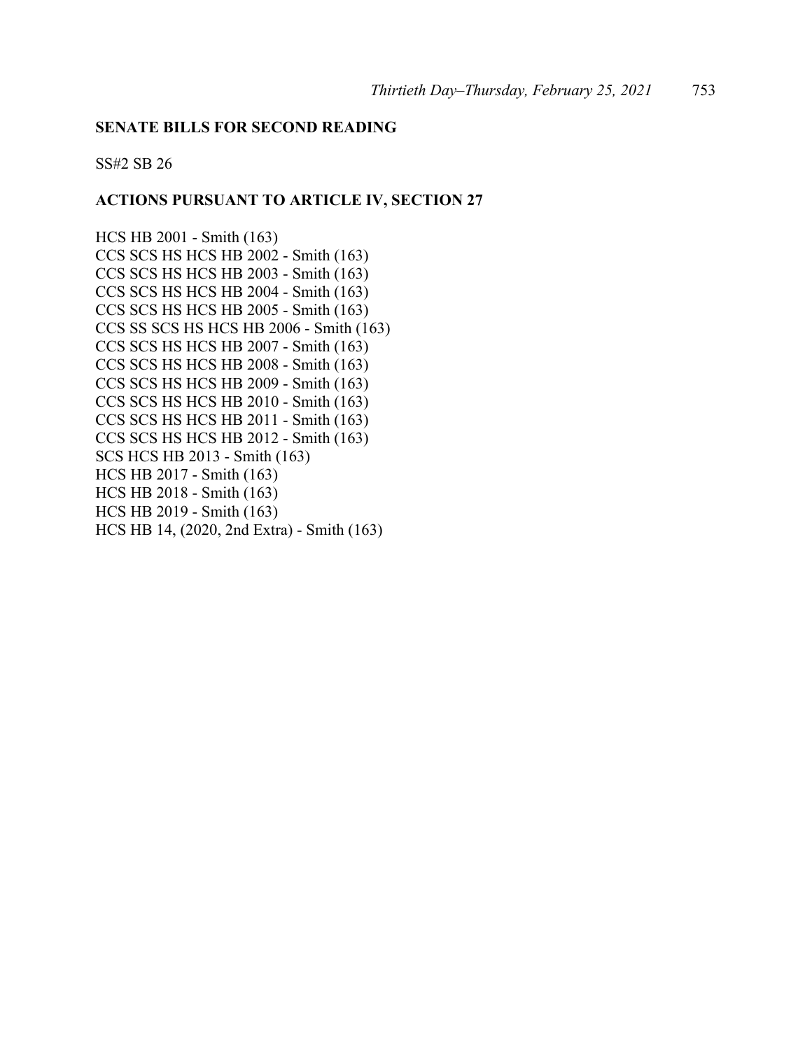**SENATE BILLS FOR SECOND READING**

SS#2 SB 26

**ACTIONS PURSUANT TO ARTICLE IV, SECTION 27**

HCS HB 2001 - Smith (163)
CCS SCS HS HCS HB 2002 - Smith (163)
CCS SCS HS HCS HB 2003 - Smith (163)
CCS SCS HS HCS HB 2004 - Smith (163)
CCS SCS HS HCS HB 2005 - Smith (163)
CCS SS SCS HS HCS HB 2006 - Smith (163)
CCS SCS HS HCS HB 2007 - Smith (163)
CCS SCS HS HCS HB 2008 - Smith (163)
CCS SCS HS HCS HB 2009 - Smith (163)
CCS SCS HS HCS HB 2010 - Smith (163)
CCS SCS HS HCS HB 2011 - Smith (163)
CCS SCS HS HCS HB 2012 - Smith (163)
SCS HCS HB 2013 - Smith (163)
HCS HB 2017 - Smith (163)
HCS HB 2018 - Smith (163)
HCS HB 2019 - Smith (163)
HCS HB 14, (2020, 2nd Extra) - Smith (163)